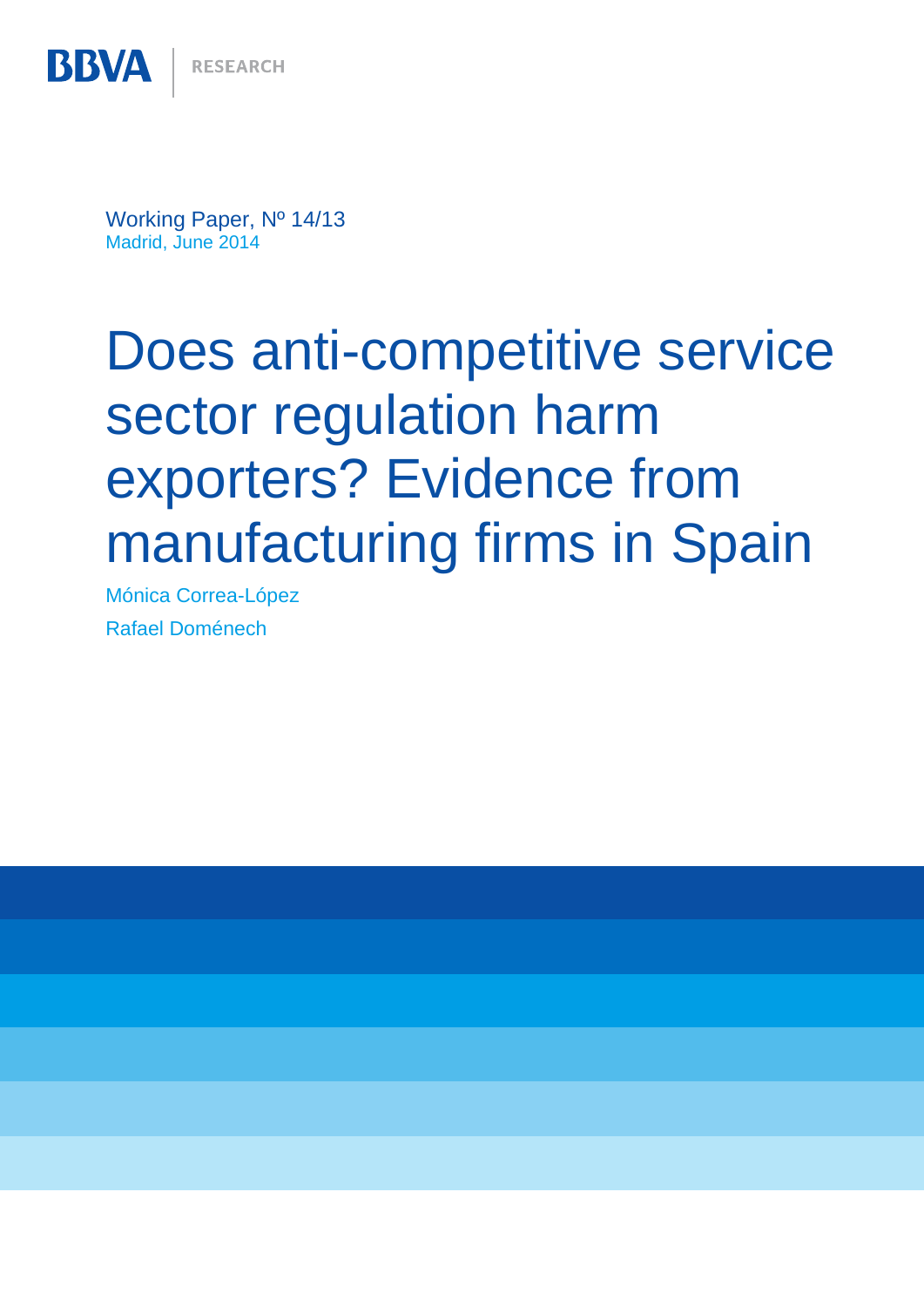BBVA | RESEARCH

Working Paper, Nº 14/13
Madrid, June 2014

# Does anti-competitive service sector regulation harm exporters? Evidence from manufacturing firms in Spain

Mónica Correa-López

Rafael Doménech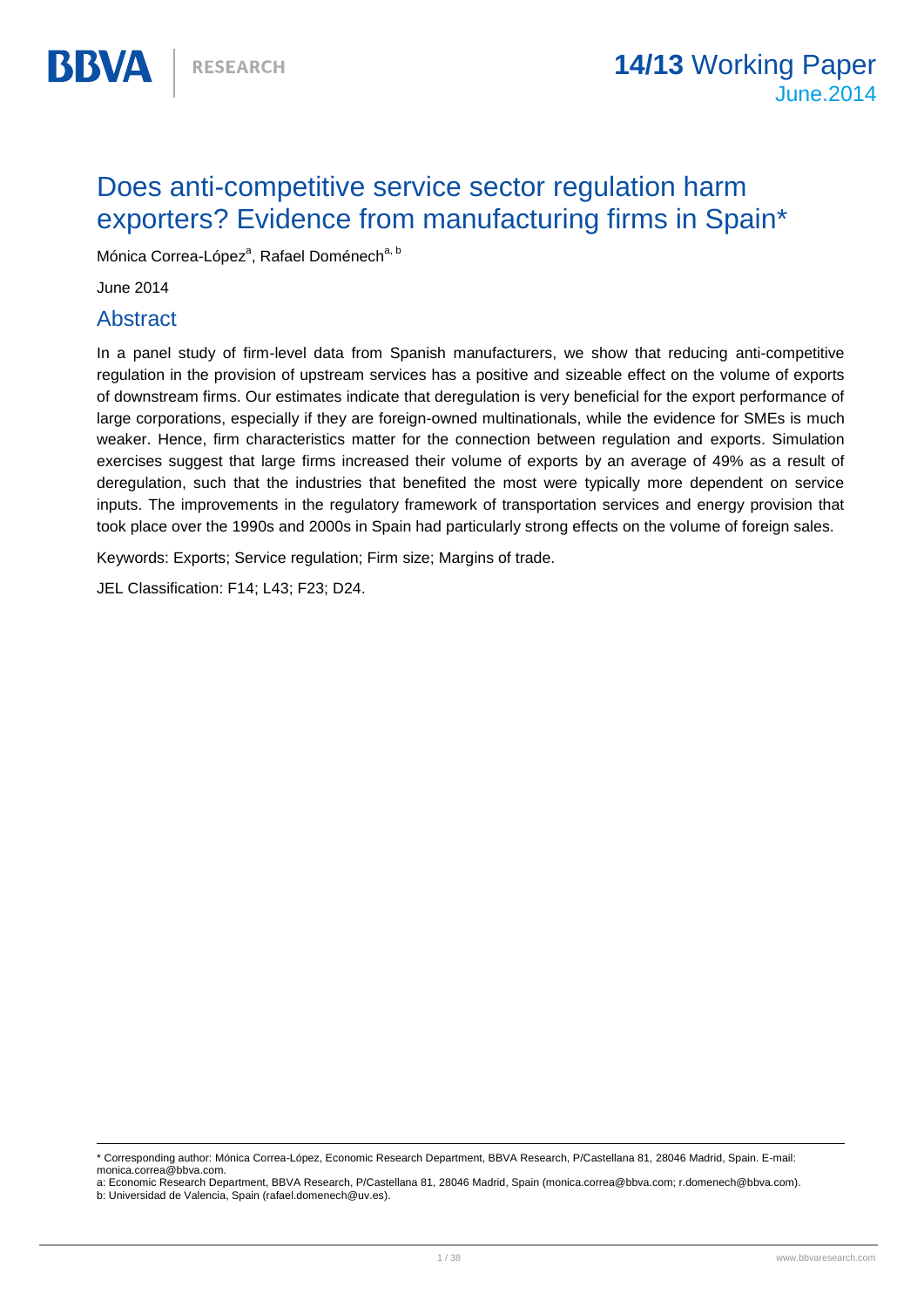# Does anti-competitive service sector regulation harm exporters? Evidence from manufacturing firms in Spain*

Mónica Correa-López[a], Rafael Doménech[a, b]

June 2014

## Abstract

In a panel study of firm-level data from Spanish manufacturers, we show that reducing anti-competitive regulation in the provision of upstream services has a positive and sizeable effect on the volume of exports of downstream firms. Our estimates indicate that deregulation is very beneficial for the export performance of large corporations, especially if they are foreign-owned multinationals, while the evidence for SMEs is much weaker. Hence, firm characteristics matter for the connection between regulation and exports. Simulation exercises suggest that large firms increased their volume of exports by an average of 49% as a result of deregulation, such that the industries that benefited the most were typically more dependent on service inputs. The improvements in the regulatory framework of transportation services and energy provision that took place over the 1990s and 2000s in Spain had particularly strong effects on the volume of foreign sales.

Keywords: Exports; Service regulation; Firm size; Margins of trade.

JEL Classification: F14; L43; F23; D24.

---

\* Corresponding author: Mónica Correa-López, Economic Research Department, BBVA Research, P/Castellana 81, 28046 Madrid, Spain. E-mail: monica.correa@bbva.com.

a: Economic Research Department, BBVA Research, P/Castellana 81, 28046 Madrid, Spain (monica.correa@bbva.com; r.domenech@bbva.com).

b: Universidad de Valencia, Spain (rafael.domenech@uv.es).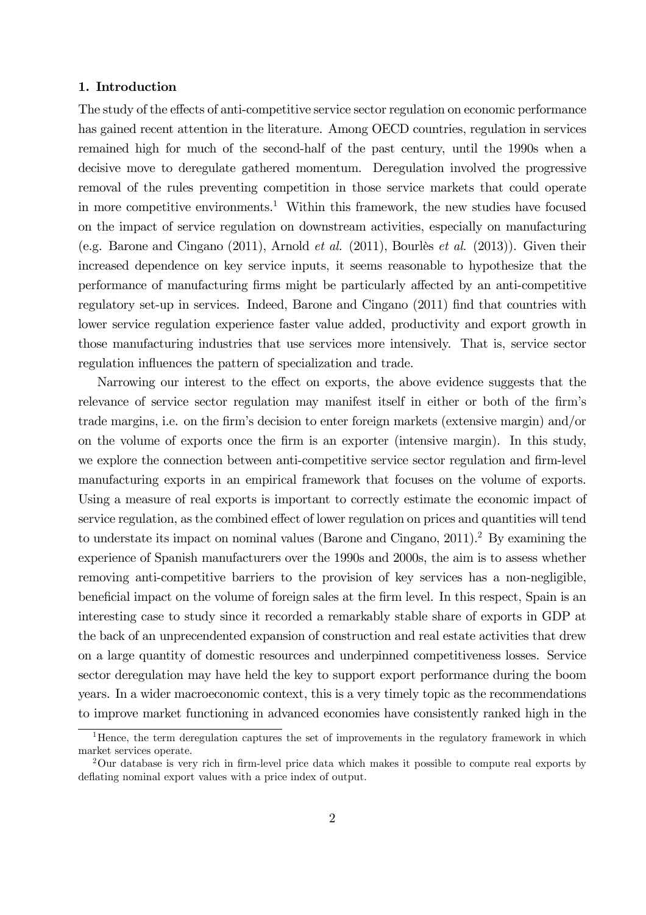## 1. Introduction

The study of the effects of anti-competitive service sector regulation on economic performance has gained recent attention in the literature. Among OECD countries, regulation in services remained high for much of the second-half of the past century, until the 1990s when a decisive move to deregulate gathered momentum. Deregulation involved the progressive removal of the rules preventing competition in those service markets that could operate in more competitive environments.[1] Within this framework, the new studies have focused on the impact of service regulation on downstream activities, especially on manufacturing (e.g. Barone and Cingano (2011), Arnold *et al.* (2011), Bourlès *et al.* (2013)). Given their increased dependence on key service inputs, it seems reasonable to hypothesize that the performance of manufacturing firms might be particularly affected by an anti-competitive regulatory set-up in services. Indeed, Barone and Cingano (2011) find that countries with lower service regulation experience faster value added, productivity and export growth in those manufacturing industries that use services more intensively. That is, service sector regulation influences the pattern of specialization and trade.

Narrowing our interest to the effect on exports, the above evidence suggests that the relevance of service sector regulation may manifest itself in either or both of the firm's trade margins, i.e. on the firm's decision to enter foreign markets (extensive margin) and/or on the volume of exports once the firm is an exporter (intensive margin). In this study, we explore the connection between anti-competitive service sector regulation and firm-level manufacturing exports in an empirical framework that focuses on the volume of exports. Using a measure of real exports is important to correctly estimate the economic impact of service regulation, as the combined effect of lower regulation on prices and quantities will tend to understate its impact on nominal values (Barone and Cingano, 2011).[2] By examining the experience of Spanish manufacturers over the 1990s and 2000s, the aim is to assess whether removing anti-competitive barriers to the provision of key services has a non-negligible, beneficial impact on the volume of foreign sales at the firm level. In this respect, Spain is an interesting case to study since it recorded a remarkably stable share of exports in GDP at the back of an unprecendented expansion of construction and real estate activities that drew on a large quantity of domestic resources and underpinned competitiveness losses. Service sector deregulation may have held the key to support export performance during the boom years. In a wider macroeconomic context, this is a very timely topic as the recommendations to improve market functioning in advanced economies have consistently ranked high in the

[1] Hence, the term deregulation captures the set of improvements in the regulatory framework in which market services operate.

[2] Our database is very rich in firm-level price data which makes it possible to compute real exports by deflating nominal export values with a price index of output.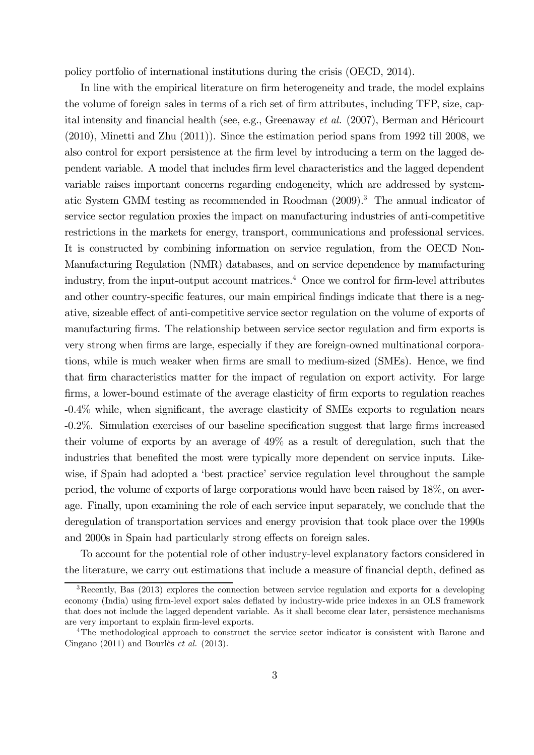policy portfolio of international institutions during the crisis (OECD, 2014).

In line with the empirical literature on firm heterogeneity and trade, the model explains the volume of foreign sales in terms of a rich set of firm attributes, including TFP, size, capital intensity and financial health (see, e.g., Greenaway *et al.* (2007), Berman and Héricourt (2010), Minetti and Zhu (2011)). Since the estimation period spans from 1992 till 2008, we also control for export persistence at the firm level by introducing a term on the lagged dependent variable. A model that includes firm level characteristics and the lagged dependent variable raises important concerns regarding endogeneity, which are addressed by systematic System GMM testing as recommended in Roodman (2009).[3] The annual indicator of service sector regulation proxies the impact on manufacturing industries of anti-competitive restrictions in the markets for energy, transport, communications and professional services. It is constructed by combining information on service regulation, from the OECD Non-Manufacturing Regulation (NMR) databases, and on service dependence by manufacturing industry, from the input-output account matrices.[4] Once we control for firm-level attributes and other country-specific features, our main empirical findings indicate that there is a negative, sizeable effect of anti-competitive service sector regulation on the volume of exports of manufacturing firms. The relationship between service sector regulation and firm exports is very strong when firms are large, especially if they are foreign-owned multinational corporations, while is much weaker when firms are small to medium-sized (SMEs). Hence, we find that firm characteristics matter for the impact of regulation on export activity. For large firms, a lower-bound estimate of the average elasticity of firm exports to regulation reaches -0.4% while, when significant, the average elasticity of SMEs exports to regulation nears -0.2%. Simulation exercises of our baseline specification suggest that large firms increased their volume of exports by an average of 49% as a result of deregulation, such that the industries that benefited the most were typically more dependent on service inputs. Likewise, if Spain had adopted a 'best practice' service regulation level throughout the sample period, the volume of exports of large corporations would have been raised by 18%, on average. Finally, upon examining the role of each service input separately, we conclude that the deregulation of transportation services and energy provision that took place over the 1990s and 2000s in Spain had particularly strong effects on foreign sales.

To account for the potential role of other industry-level explanatory factors considered in the literature, we carry out estimations that include a measure of financial depth, defined as

---

[3] Recently, Bas (2013) explores the connection between service regulation and exports for a developing economy (India) using firm-level export sales deflated by industry-wide price indexes in an OLS framework that does not include the lagged dependent variable. As it shall become clear later, persistence mechanisms are very important to explain firm-level exports.

[4] The methodological approach to construct the service sector indicator is consistent with Barone and Cingano (2011) and Bourlès *et al.* (2013).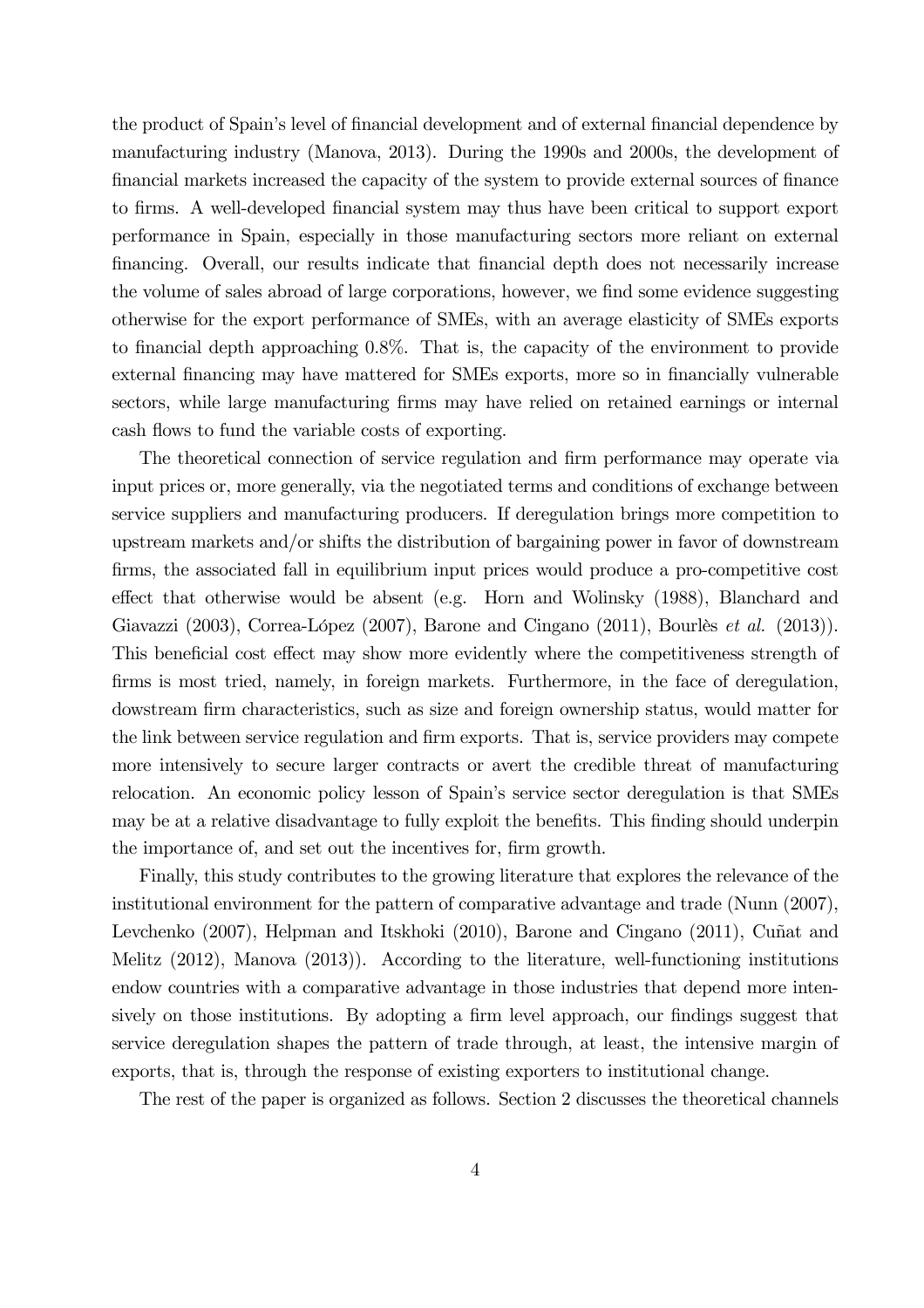the product of Spain's level of financial development and of external financial dependence by manufacturing industry (Manova, 2013). During the 1990s and 2000s, the development of financial markets increased the capacity of the system to provide external sources of finance to firms. A well-developed financial system may thus have been critical to support export performance in Spain, especially in those manufacturing sectors more reliant on external financing. Overall, our results indicate that financial depth does not necessarily increase the volume of sales abroad of large corporations, however, we find some evidence suggesting otherwise for the export performance of SMEs, with an average elasticity of SMEs exports to financial depth approaching 0.8%. That is, the capacity of the environment to provide external financing may have mattered for SMEs exports, more so in financially vulnerable sectors, while large manufacturing firms may have relied on retained earnings or internal cash flows to fund the variable costs of exporting.

The theoretical connection of service regulation and firm performance may operate via input prices or, more generally, via the negotiated terms and conditions of exchange between service suppliers and manufacturing producers. If deregulation brings more competition to upstream markets and/or shifts the distribution of bargaining power in favor of downstream firms, the associated fall in equilibrium input prices would produce a pro-competitive cost effect that otherwise would be absent (e.g. Horn and Wolinsky (1988), Blanchard and Giavazzi (2003), Correa-López (2007), Barone and Cingano (2011), Bourlès *et al.* (2013)). This beneficial cost effect may show more evidently where the competitiveness strength of firms is most tried, namely, in foreign markets. Furthermore, in the face of deregulation, dowstream firm characteristics, such as size and foreign ownership status, would matter for the link between service regulation and firm exports. That is, service providers may compete more intensively to secure larger contracts or avert the credible threat of manufacturing relocation. An economic policy lesson of Spain's service sector deregulation is that SMEs may be at a relative disadvantage to fully exploit the benefits. This finding should underpin the importance of, and set out the incentives for, firm growth.

Finally, this study contributes to the growing literature that explores the relevance of the institutional environment for the pattern of comparative advantage and trade (Nunn (2007), Levchenko (2007), Helpman and Itskhoki (2010), Barone and Cingano (2011), Cuñat and Melitz (2012), Manova (2013)). According to the literature, well-functioning institutions endow countries with a comparative advantage in those industries that depend more intensively on those institutions. By adopting a firm level approach, our findings suggest that service deregulation shapes the pattern of trade through, at least, the intensive margin of exports, that is, through the response of existing exporters to institutional change.

The rest of the paper is organized as follows. Section 2 discusses the theoretical channels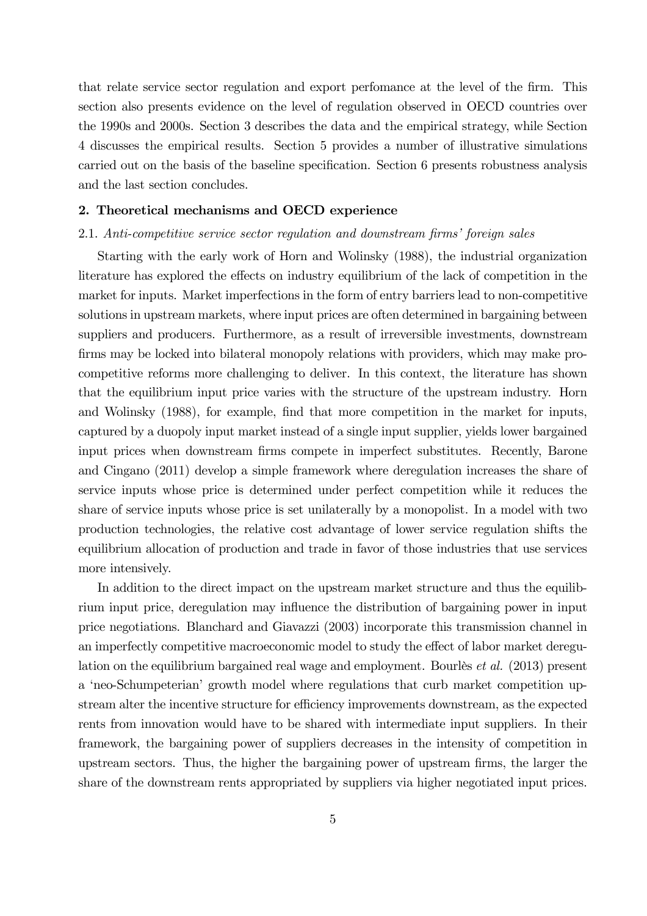that relate service sector regulation and export perfomance at the level of the firm. This section also presents evidence on the level of regulation observed in OECD countries over the 1990s and 2000s. Section 3 describes the data and the empirical strategy, while Section 4 discusses the empirical results. Section 5 provides a number of illustrative simulations carried out on the basis of the baseline specification. Section 6 presents robustness analysis and the last section concludes.

## 2. Theoretical mechanisms and OECD experience

### 2.1. *Anti-competitive service sector regulation and downstream firms' foreign sales*

Starting with the early work of Horn and Wolinsky (1988), the industrial organization literature has explored the effects on industry equilibrium of the lack of competition in the market for inputs. Market imperfections in the form of entry barriers lead to non-competitive solutions in upstream markets, where input prices are often determined in bargaining between suppliers and producers. Furthermore, as a result of irreversible investments, downstream firms may be locked into bilateral monopoly relations with providers, which may make pro-competitive reforms more challenging to deliver. In this context, the literature has shown that the equilibrium input price varies with the structure of the upstream industry. Horn and Wolinsky (1988), for example, find that more competition in the market for inputs, captured by a duopoly input market instead of a single input supplier, yields lower bargained input prices when downstream firms compete in imperfect substitutes. Recently, Barone and Cingano (2011) develop a simple framework where deregulation increases the share of service inputs whose price is determined under perfect competition while it reduces the share of service inputs whose price is set unilaterally by a monopolist. In a model with two production technologies, the relative cost advantage of lower service regulation shifts the equilibrium allocation of production and trade in favor of those industries that use services more intensively.

In addition to the direct impact on the upstream market structure and thus the equilibrium input price, deregulation may influence the distribution of bargaining power in input price negotiations. Blanchard and Giavazzi (2003) incorporate this transmission channel in an imperfectly competitive macroeconomic model to study the effect of labor market deregulation on the equilibrium bargained real wage and employment. Bourlès *et al.* (2013) present a 'neo-Schumpeterian' growth model where regulations that curb market competition upstream alter the incentive structure for efficiency improvements downstream, as the expected rents from innovation would have to be shared with intermediate input suppliers. In their framework, the bargaining power of suppliers decreases in the intensity of competition in upstream sectors. Thus, the higher the bargaining power of upstream firms, the larger the share of the downstream rents appropriated by suppliers via higher negotiated input prices.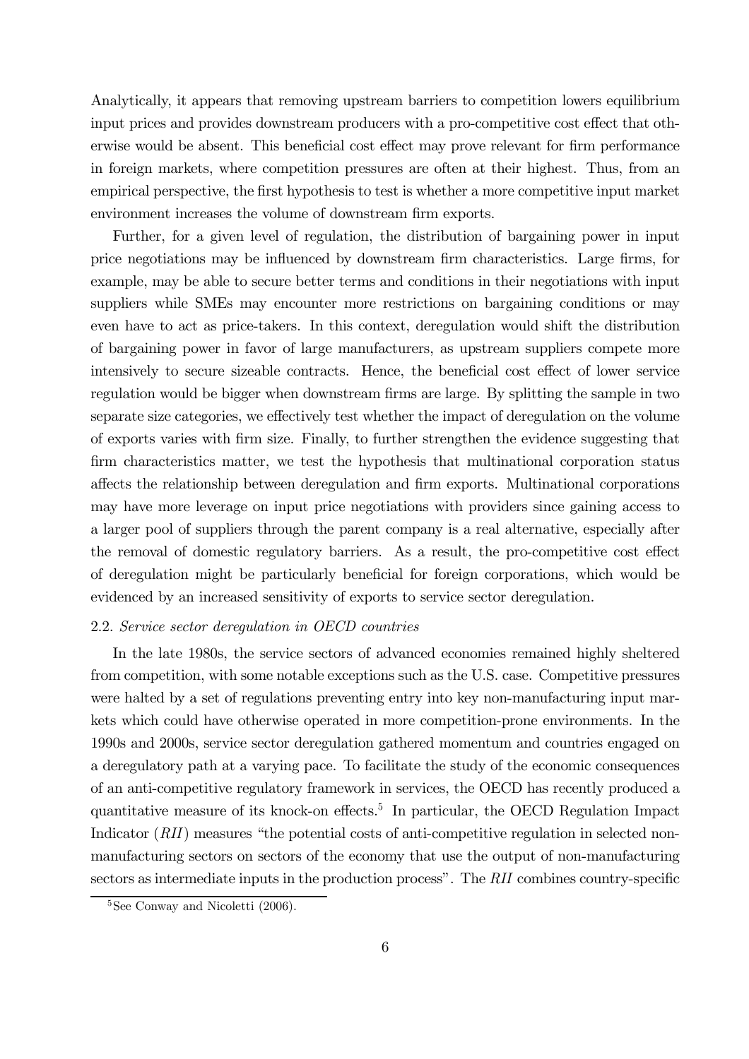Analytically, it appears that removing upstream barriers to competition lowers equilibrium input prices and provides downstream producers with a pro-competitive cost effect that otherwise would be absent. This beneficial cost effect may prove relevant for firm performance in foreign markets, where competition pressures are often at their highest. Thus, from an empirical perspective, the first hypothesis to test is whether a more competitive input market environment increases the volume of downstream firm exports.

Further, for a given level of regulation, the distribution of bargaining power in input price negotiations may be influenced by downstream firm characteristics. Large firms, for example, may be able to secure better terms and conditions in their negotiations with input suppliers while SMEs may encounter more restrictions on bargaining conditions or may even have to act as price-takers. In this context, deregulation would shift the distribution of bargaining power in favor of large manufacturers, as upstream suppliers compete more intensively to secure sizeable contracts. Hence, the beneficial cost effect of lower service regulation would be bigger when downstream firms are large. By splitting the sample in two separate size categories, we effectively test whether the impact of deregulation on the volume of exports varies with firm size. Finally, to further strengthen the evidence suggesting that firm characteristics matter, we test the hypothesis that multinational corporation status affects the relationship between deregulation and firm exports. Multinational corporations may have more leverage on input price negotiations with providers since gaining access to a larger pool of suppliers through the parent company is a real alternative, especially after the removal of domestic regulatory barriers. As a result, the pro-competitive cost effect of deregulation might be particularly beneficial for foreign corporations, which would be evidenced by an increased sensitivity of exports to service sector deregulation.

### 2.2. *Service sector deregulation in OECD countries*

In the late 1980s, the service sectors of advanced economies remained highly sheltered from competition, with some notable exceptions such as the U.S. case. Competitive pressures were halted by a set of regulations preventing entry into key non-manufacturing input markets which could have otherwise operated in more competition-prone environments. In the 1990s and 2000s, service sector deregulation gathered momentum and countries engaged on a deregulatory path at a varying pace. To facilitate the study of the economic consequences of an anti-competitive regulatory framework in services, the OECD has recently produced a quantitative measure of its knock-on effects.[5] In particular, the OECD Regulation Impact Indicator (*RII*) measures "the potential costs of anti-competitive regulation in selected non-manufacturing sectors on sectors of the economy that use the output of non-manufacturing sectors as intermediate inputs in the production process". The *RII* combines country-specific

[5] See Conway and Nicoletti (2006).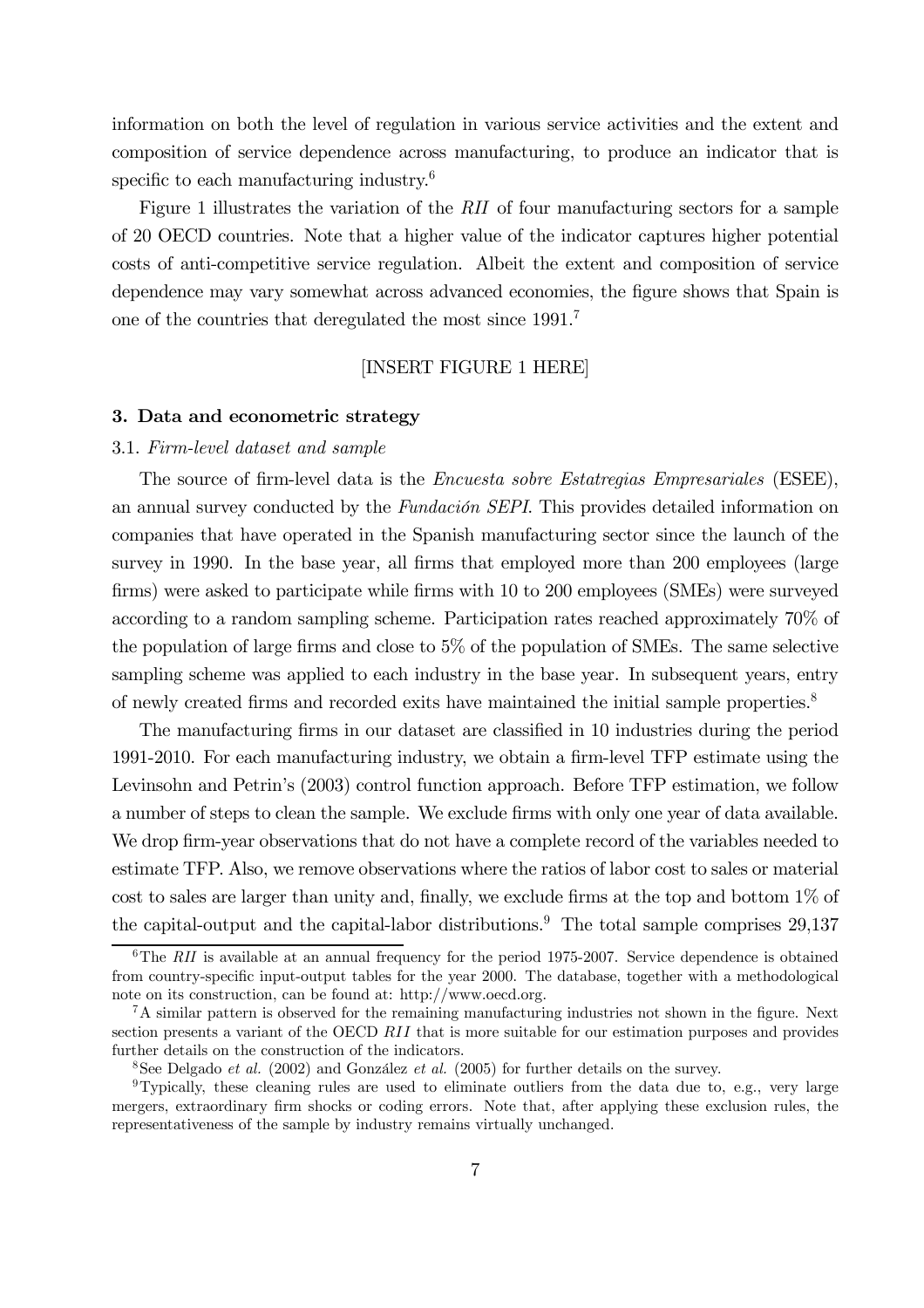information on both the level of regulation in various service activities and the extent and composition of service dependence across manufacturing, to produce an indicator that is specific to each manufacturing industry.[6]

Figure 1 illustrates the variation of the *RII* of four manufacturing sectors for a sample of 20 OECD countries. Note that a higher value of the indicator captures higher potential costs of anti-competitive service regulation. Albeit the extent and composition of service dependence may vary somewhat across advanced economies, the figure shows that Spain is one of the countries that deregulated the most since 1991.[7]

[INSERT FIGURE 1 HERE]

### 3. Data and econometric strategy

#### 3.1. *Firm-level dataset and sample*

The source of firm-level data is the *Encuesta sobre Estatregias Empresariales* (ESEE), an annual survey conducted by the *Fundación SEPI*. This provides detailed information on companies that have operated in the Spanish manufacturing sector since the launch of the survey in 1990. In the base year, all firms that employed more than 200 employees (large firms) were asked to participate while firms with 10 to 200 employees (SMEs) were surveyed according to a random sampling scheme. Participation rates reached approximately 70% of the population of large firms and close to 5% of the population of SMEs. The same selective sampling scheme was applied to each industry in the base year. In subsequent years, entry of newly created firms and recorded exits have maintained the initial sample properties.[8]

The manufacturing firms in our dataset are classified in 10 industries during the period 1991-2010. For each manufacturing industry, we obtain a firm-level TFP estimate using the Levinsohn and Petrin's (2003) control function approach. Before TFP estimation, we follow a number of steps to clean the sample. We exclude firms with only one year of data available. We drop firm-year observations that do not have a complete record of the variables needed to estimate TFP. Also, we remove observations where the ratios of labor cost to sales or material cost to sales are larger than unity and, finally, we exclude firms at the top and bottom 1% of the capital-output and the capital-labor distributions.[9] The total sample comprises 29,137

---

[6] The *RII* is available at an annual frequency for the period 1975-2007. Service dependence is obtained from country-specific input-output tables for the year 2000. The database, together with a methodological note on its construction, can be found at: http://www.oecd.org.

[7] A similar pattern is observed for the remaining manufacturing industries not shown in the figure. Next section presents a variant of the OECD *RII* that is more suitable for our estimation purposes and provides further details on the construction of the indicators.

[8] See Delgado *et al.* (2002) and González *et al.* (2005) for further details on the survey.

[9] Typically, these cleaning rules are used to eliminate outliers from the data due to, e.g., very large mergers, extraordinary firm shocks or coding errors. Note that, after applying these exclusion rules, the representativeness of the sample by industry remains virtually unchanged.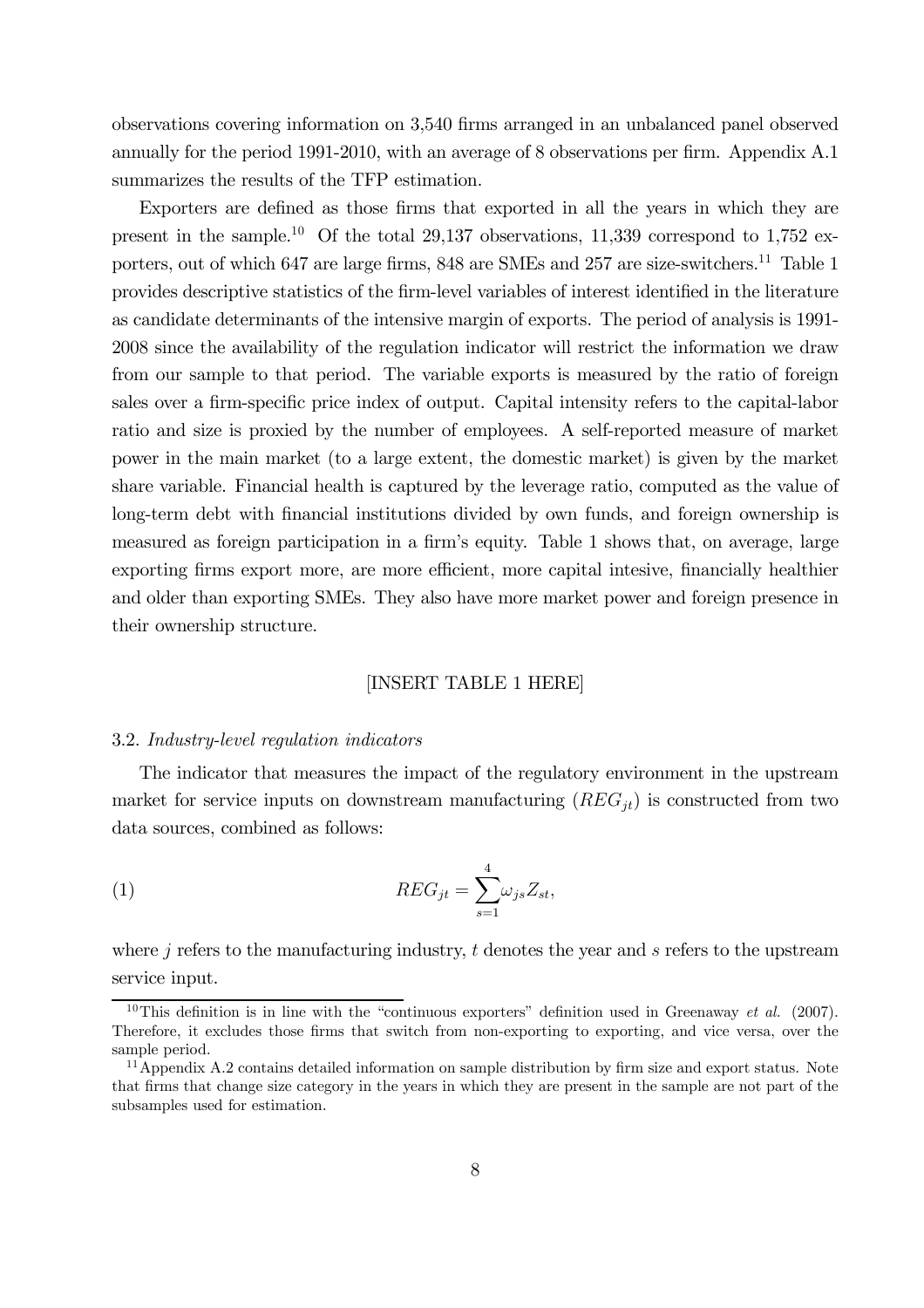observations covering information on 3,540 firms arranged in an unbalanced panel observed annually for the period 1991-2010, with an average of 8 observations per firm. Appendix A.1 summarizes the results of the TFP estimation.

Exporters are defined as those firms that exported in all the years in which they are present in the sample.[10] Of the total 29,137 observations, 11,339 correspond to 1,752 exporters, out of which 647 are large firms, 848 are SMEs and 257 are size-switchers.[11] Table 1 provides descriptive statistics of the firm-level variables of interest identified in the literature as candidate determinants of the intensive margin of exports. The period of analysis is 1991-2008 since the availability of the regulation indicator will restrict the information we draw from our sample to that period. The variable exports is measured by the ratio of foreign sales over a firm-specific price index of output. Capital intensity refers to the capital-labor ratio and size is proxied by the number of employees. A self-reported measure of market power in the main market (to a large extent, the domestic market) is given by the market share variable. Financial health is captured by the leverage ratio, computed as the value of long-term debt with financial institutions divided by own funds, and foreign ownership is measured as foreign participation in a firm's equity. Table 1 shows that, on average, large exporting firms export more, are more efficient, more capital intesive, financially healthier and older than exporting SMEs. They also have more market power and foreign presence in their ownership structure.

[INSERT TABLE 1 HERE]

### 3.2. *Industry-level regulation indicators*

The indicator that measures the impact of the regulatory environment in the upstream market for service inputs on downstream manufacturing ($REG_{jt}$) is constructed from two data sources, combined as follows:

$$REG_{jt} = \sum_{s=1}^{4} \omega_{js} Z_{st}, \tag{1}$$

where $j$ refers to the manufacturing industry, $t$ denotes the year and $s$ refers to the upstream service input.

[10] This definition is in line with the "continuous exporters" definition used in Greenaway *et al.* (2007). Therefore, it excludes those firms that switch from non-exporting to exporting, and vice versa, over the sample period.

[11] Appendix A.2 contains detailed information on sample distribution by firm size and export status. Note that firms that change size category in the years in which they are present in the sample are not part of the subsamples used for estimation.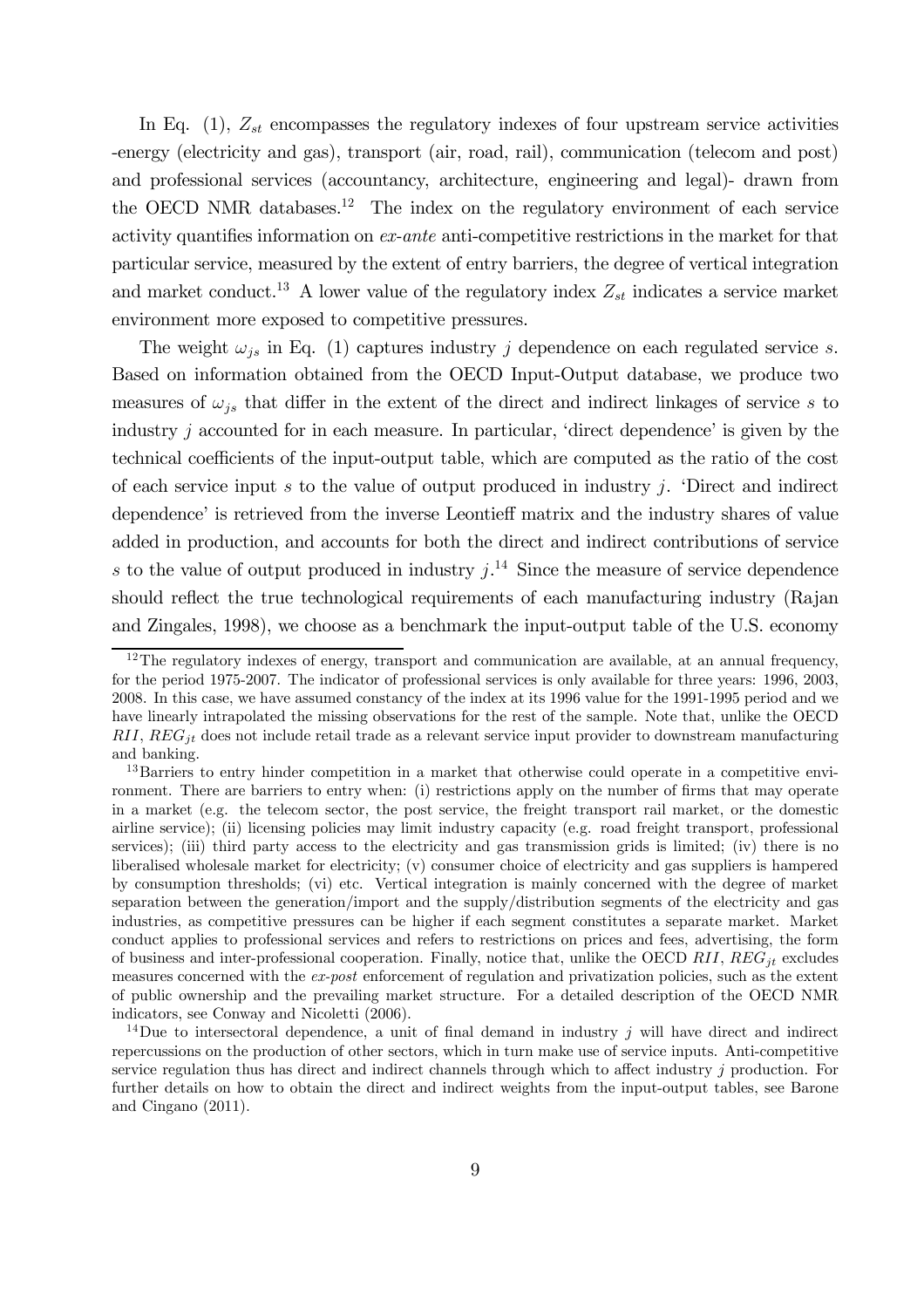In Eq. (1), $Z_{st}$ encompasses the regulatory indexes of four upstream service activities -energy (electricity and gas), transport (air, road, rail), communication (telecom and post) and professional services (accountancy, architecture, engineering and legal)- drawn from the OECD NMR databases.[12] The index on the regulatory environment of each service activity quantifies information on *ex-ante* anti-competitive restrictions in the market for that particular service, measured by the extent of entry barriers, the degree of vertical integration and market conduct.[13] A lower value of the regulatory index $Z_{st}$ indicates a service market environment more exposed to competitive pressures.

The weight $\omega_{js}$ in Eq. (1) captures industry $j$ dependence on each regulated service $s$. Based on information obtained from the OECD Input-Output database, we produce two measures of $\omega_{js}$ that differ in the extent of the direct and indirect linkages of service $s$ to industry $j$ accounted for in each measure. In particular, 'direct dependence' is given by the technical coefficients of the input-output table, which are computed as the ratio of the cost of each service input $s$ to the value of output produced in industry $j$. 'Direct and indirect dependence' is retrieved from the inverse Leontieff matrix and the industry shares of value added in production, and accounts for both the direct and indirect contributions of service $s$ to the value of output produced in industry $j$.[14] Since the measure of service dependence should reflect the true technological requirements of each manufacturing industry (Rajan and Zingales, 1998), we choose as a benchmark the input-output table of the U.S. economy

[12] The regulatory indexes of energy, transport and communication are available, at an annual frequency, for the period 1975-2007. The indicator of professional services is only available for three years: 1996, 2003, 2008. In this case, we have assumed constancy of the index at its 1996 value for the 1991-1995 period and we have linearly intrapolated the missing observations for the rest of the sample. Note that, unlike the OECD $RII$, $REG_{jt}$ does not include retail trade as a relevant service input provider to downstream manufacturing and banking.

[13] Barriers to entry hinder competition in a market that otherwise could operate in a competitive environment. There are barriers to entry when: (i) restrictions apply on the number of firms that may operate in a market (e.g. the telecom sector, the post service, the freight transport rail market, or the domestic airline service); (ii) licensing policies may limit industry capacity (e.g. road freight transport, professional services); (iii) third party access to the electricity and gas transmission grids is limited; (iv) there is no liberalised wholesale market for electricity; (v) consumer choice of electricity and gas suppliers is hampered by consumption thresholds; (vi) etc. Vertical integration is mainly concerned with the degree of market separation between the generation/import and the supply/distribution segments of the electricity and gas industries, as competitive pressures can be higher if each segment constitutes a separate market. Market conduct applies to professional services and refers to restrictions on prices and fees, advertising, the form of business and inter-professional cooperation. Finally, notice that, unlike the OECD $RII$, $REG_{jt}$ excludes measures concerned with the *ex-post* enforcement of regulation and privatization policies, such as the extent of public ownership and the prevailing market structure. For a detailed description of the OECD NMR indicators, see Conway and Nicoletti (2006).

[14] Due to intersectoral dependence, a unit of final demand in industry $j$ will have direct and indirect repercussions on the production of other sectors, which in turn make use of service inputs. Anti-competitive service regulation thus has direct and indirect channels through which to affect industry $j$ production. For further details on how to obtain the direct and indirect weights from the input-output tables, see Barone and Cingano (2011).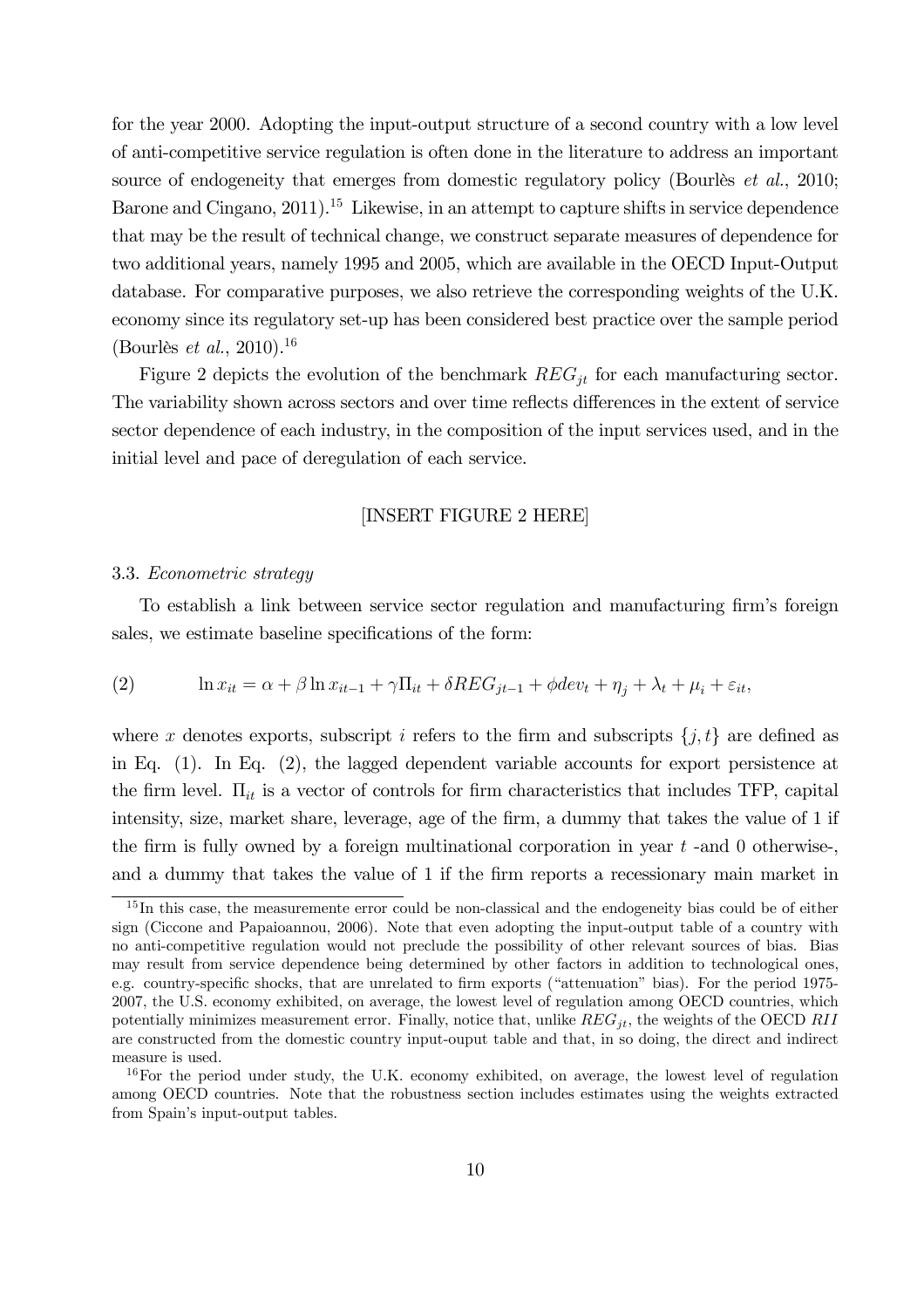for the year 2000. Adopting the input-output structure of a second country with a low level of anti-competitive service regulation is often done in the literature to address an important source of endogeneity that emerges from domestic regulatory policy (Bourlès *et al.*, 2010; Barone and Cingano, 2011).[15] Likewise, in an attempt to capture shifts in service dependence that may be the result of technical change, we construct separate measures of dependence for two additional years, namely 1995 and 2005, which are available in the OECD Input-Output database. For comparative purposes, we also retrieve the corresponding weights of the U.K. economy since its regulatory set-up has been considered best practice over the sample period (Bourlès *et al.*, 2010).[16]

Figure 2 depicts the evolution of the benchmark $REG_{jt}$ for each manufacturing sector. The variability shown across sectors and over time reflects differences in the extent of service sector dependence of each industry, in the composition of the input services used, and in the initial level and pace of deregulation of each service.

[INSERT FIGURE 2 HERE]

### 3.3. *Econometric strategy*

To establish a link between service sector regulation and manufacturing firm's foreign sales, we estimate baseline specifications of the form:

$$(2) \qquad \ln x_{it} = \alpha + \beta \ln x_{it-1} + \gamma \Pi_{it} + \delta REG_{jt-1} + \phi dev_t + \eta_j + \lambda_t + \mu_i + \varepsilon_{it},$$

where $x$ denotes exports, subscript $i$ refers to the firm and subscripts $\{j, t\}$ are defined as in Eq. (1). In Eq. (2), the lagged dependent variable accounts for export persistence at the firm level. $\Pi_{it}$ is a vector of controls for firm characteristics that includes TFP, capital intensity, size, market share, leverage, age of the firm, a dummy that takes the value of 1 if the firm is fully owned by a foreign multinational corporation in year $t$ -and 0 otherwise-, and a dummy that takes the value of 1 if the firm reports a recessionary main market in

---

[15] In this case, the measuremente error could be non-classical and the endogeneity bias could be of either sign (Ciccone and Papaioannou, 2006). Note that even adopting the input-output table of a country with no anti-competitive regulation would not preclude the possibility of other relevant sources of bias. Bias may result from service dependence being determined by other factors in addition to technological ones, e.g. country-specific shocks, that are unrelated to firm exports ("attenuation" bias). For the period 1975-2007, the U.S. economy exhibited, on average, the lowest level of regulation among OECD countries, which potentially minimizes measurement error. Finally, notice that, unlike $REG_{jt}$, the weights of the OECD $RII$ are constructed from the domestic country input-ouput table and that, in so doing, the direct and indirect measure is used.

[16] For the period under study, the U.K. economy exhibited, on average, the lowest level of regulation among OECD countries. Note that the robustness section includes estimates using the weights extracted from Spain's input-output tables.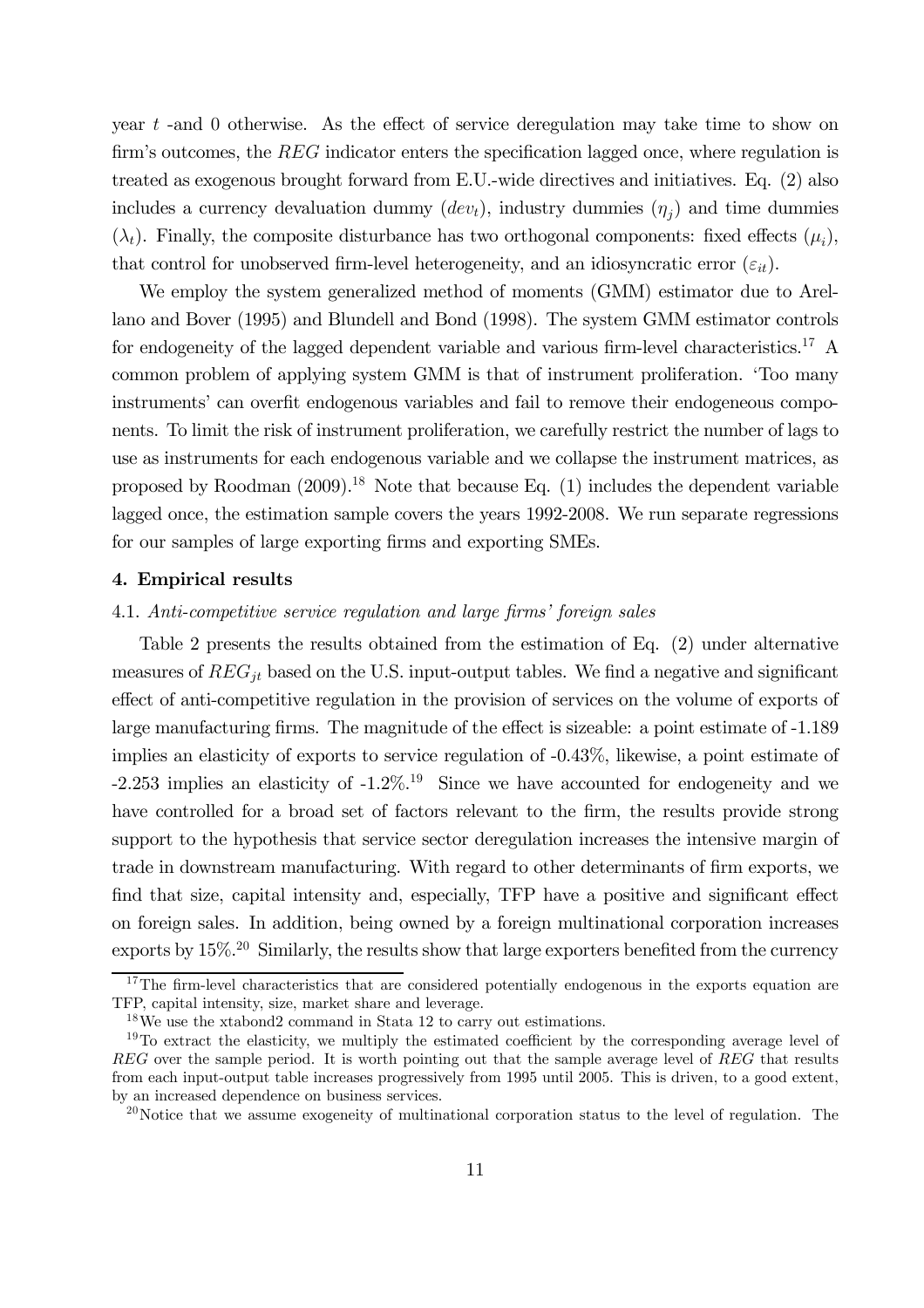year $t$ -and 0 otherwise. As the effect of service deregulation may take time to show on firm's outcomes, the $REG$ indicator enters the specification lagged once, where regulation is treated as exogenous brought forward from E.U.-wide directives and initiatives. Eq. (2) also includes a currency devaluation dummy ($dev_t$), industry dummies ($\eta_j$) and time dummies ($\lambda_t$). Finally, the composite disturbance has two orthogonal components: fixed effects ($\mu_i$), that control for unobserved firm-level heterogeneity, and an idiosyncratic error ($\varepsilon_{it}$).

We employ the system generalized method of moments (GMM) estimator due to Arellano and Bover (1995) and Blundell and Bond (1998). The system GMM estimator controls for endogeneity of the lagged dependent variable and various firm-level characteristics.[17] A common problem of applying system GMM is that of instrument proliferation. 'Too many instruments' can overfit endogenous variables and fail to remove their endogeneous components. To limit the risk of instrument proliferation, we carefully restrict the number of lags to use as instruments for each endogenous variable and we collapse the instrument matrices, as proposed by Roodman (2009).[18] Note that because Eq. (1) includes the dependent variable lagged once, the estimation sample covers the years 1992-2008. We run separate regressions for our samples of large exporting firms and exporting SMEs.

## 4. Empirical results

### 4.1. *Anti-competitive service regulation and large firms' foreign sales*

Table 2 presents the results obtained from the estimation of Eq. (2) under alternative measures of $REG_{jt}$ based on the U.S. input-output tables. We find a negative and significant effect of anti-competitive regulation in the provision of services on the volume of exports of large manufacturing firms. The magnitude of the effect is sizeable: a point estimate of -1.189 implies an elasticity of exports to service regulation of -0.43%, likewise, a point estimate of -2.253 implies an elasticity of -1.2%.[19] Since we have accounted for endogeneity and we have controlled for a broad set of factors relevant to the firm, the results provide strong support to the hypothesis that service sector deregulation increases the intensive margin of trade in downstream manufacturing. With regard to other determinants of firm exports, we find that size, capital intensity and, especially, TFP have a positive and significant effect on foreign sales. In addition, being owned by a foreign multinational corporation increases exports by 15%.[20] Similarly, the results show that large exporters benefited from the currency

[17] The firm-level characteristics that are considered potentially endogenous in the exports equation are TFP, capital intensity, size, market share and leverage.

[18] We use the xtabond2 command in Stata 12 to carry out estimations.

[19] To extract the elasticity, we multiply the estimated coefficient by the corresponding average level of $REG$ over the sample period. It is worth pointing out that the sample average level of $REG$ that results from each input-output table increases progressively from 1995 until 2005. This is driven, to a good extent, by an increased dependence on business services.

[20] Notice that we assume exogeneity of multinational corporation status to the level of regulation. The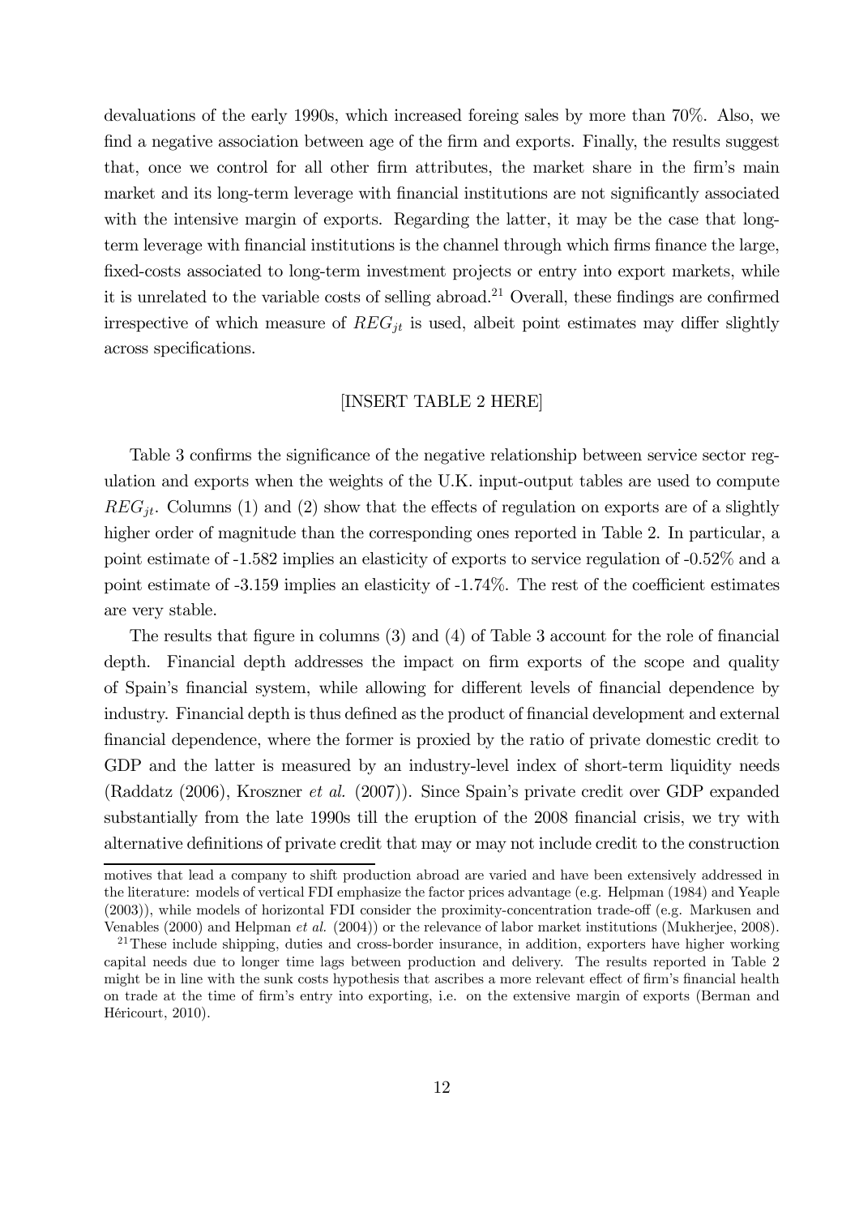devaluations of the early 1990s, which increased foreing sales by more than 70%. Also, we find a negative association between age of the firm and exports. Finally, the results suggest that, once we control for all other firm attributes, the market share in the firm's main market and its long-term leverage with financial institutions are not significantly associated with the intensive margin of exports. Regarding the latter, it may be the case that long-term leverage with financial institutions is the channel through which firms finance the large, fixed-costs associated to long-term investment projects or entry into export markets, while it is unrelated to the variable costs of selling abroad.[21] Overall, these findings are confirmed irrespective of which measure of $REG_{jt}$ is used, albeit point estimates may differ slightly across specifications.

[INSERT TABLE 2 HERE]

Table 3 confirms the significance of the negative relationship between service sector regulation and exports when the weights of the U.K. input-output tables are used to compute $REG_{jt}$. Columns (1) and (2) show that the effects of regulation on exports are of a slightly higher order of magnitude than the corresponding ones reported in Table 2. In particular, a point estimate of -1.582 implies an elasticity of exports to service regulation of -0.52% and a point estimate of -3.159 implies an elasticity of -1.74%. The rest of the coefficient estimates are very stable.

The results that figure in columns (3) and (4) of Table 3 account for the role of financial depth. Financial depth addresses the impact on firm exports of the scope and quality of Spain's financial system, while allowing for different levels of financial dependence by industry. Financial depth is thus defined as the product of financial development and external financial dependence, where the former is proxied by the ratio of private domestic credit to GDP and the latter is measured by an industry-level index of short-term liquidity needs (Raddatz (2006), Kroszner *et al.* (2007)). Since Spain's private credit over GDP expanded substantially from the late 1990s till the eruption of the 2008 financial crisis, we try with alternative definitions of private credit that may or may not include credit to the construction

motives that lead a company to shift production abroad are varied and have been extensively addressed in the literature: models of vertical FDI emphasize the factor prices advantage (e.g. Helpman (1984) and Yeaple (2003)), while models of horizontal FDI consider the proximity-concentration trade-off (e.g. Markusen and Venables (2000) and Helpman *et al.* (2004)) or the relevance of labor market institutions (Mukherjee, 2008).

[21] These include shipping, duties and cross-border insurance, in addition, exporters have higher working capital needs due to longer time lags between production and delivery. The results reported in Table 2 might be in line with the sunk costs hypothesis that ascribes a more relevant effect of firm's financial health on trade at the time of firm's entry into exporting, i.e. on the extensive margin of exports (Berman and Héricourt, 2010).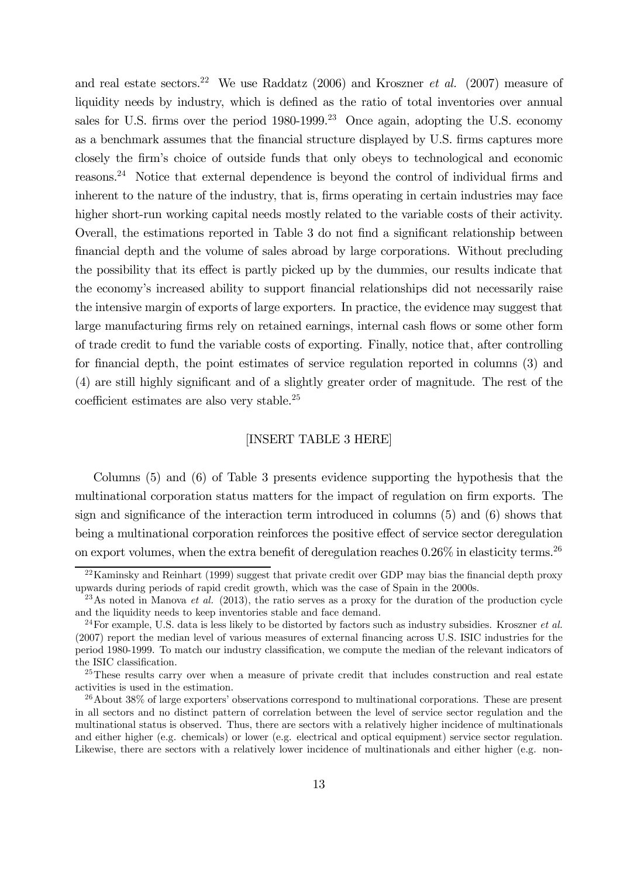and real estate sectors.[22] We use Raddatz (2006) and Kroszner *et al.* (2007) measure of liquidity needs by industry, which is defined as the ratio of total inventories over annual sales for U.S. firms over the period 1980-1999.[23] Once again, adopting the U.S. economy as a benchmark assumes that the financial structure displayed by U.S. firms captures more closely the firm's choice of outside funds that only obeys to technological and economic reasons.[24] Notice that external dependence is beyond the control of individual firms and inherent to the nature of the industry, that is, firms operating in certain industries may face higher short-run working capital needs mostly related to the variable costs of their activity. Overall, the estimations reported in Table 3 do not find a significant relationship between financial depth and the volume of sales abroad by large corporations. Without precluding the possibility that its effect is partly picked up by the dummies, our results indicate that the economy's increased ability to support financial relationships did not necessarily raise the intensive margin of exports of large exporters. In practice, the evidence may suggest that large manufacturing firms rely on retained earnings, internal cash flows or some other form of trade credit to fund the variable costs of exporting. Finally, notice that, after controlling for financial depth, the point estimates of service regulation reported in columns (3) and (4) are still highly significant and of a slightly greater order of magnitude. The rest of the coefficient estimates are also very stable.[25]

[INSERT TABLE 3 HERE]

Columns (5) and (6) of Table 3 presents evidence supporting the hypothesis that the multinational corporation status matters for the impact of regulation on firm exports. The sign and significance of the interaction term introduced in columns (5) and (6) shows that being a multinational corporation reinforces the positive effect of service sector deregulation on export volumes, when the extra benefit of deregulation reaches 0.26% in elasticity terms.[26]

---

[22] Kaminsky and Reinhart (1999) suggest that private credit over GDP may bias the financial depth proxy upwards during periods of rapid credit growth, which was the case of Spain in the 2000s.

[23] As noted in Manova *et al.* (2013), the ratio serves as a proxy for the duration of the production cycle and the liquidity needs to keep inventories stable and face demand.

[24] For example, U.S. data is less likely to be distorted by factors such as industry subsidies. Kroszner *et al.* (2007) report the median level of various measures of external financing across U.S. ISIC industries for the period 1980-1999. To match our industry classification, we compute the median of the relevant indicators of the ISIC classification.

[25] These results carry over when a measure of private credit that includes construction and real estate activities is used in the estimation.

[26] About 38% of large exporters' observations correspond to multinational corporations. These are present in all sectors and no distinct pattern of correlation between the level of service sector regulation and the multinational status is observed. Thus, there are sectors with a relatively higher incidence of multinationals and either higher (e.g. chemicals) or lower (e.g. electrical and optical equipment) service sector regulation. Likewise, there are sectors with a relatively lower incidence of multinationals and either higher (e.g. non-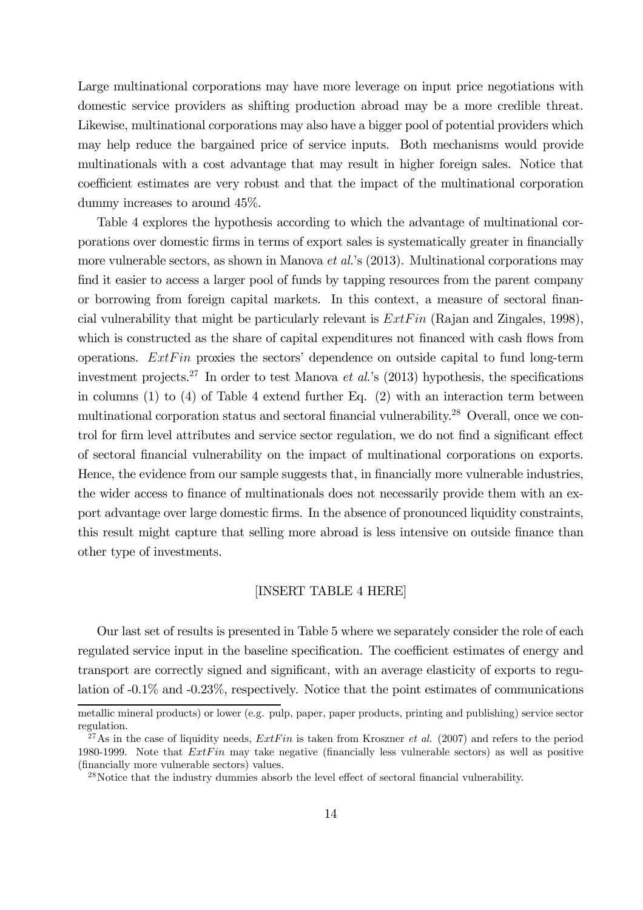Large multinational corporations may have more leverage on input price negotiations with domestic service providers as shifting production abroad may be a more credible threat. Likewise, multinational corporations may also have a bigger pool of potential providers which may help reduce the bargained price of service inputs. Both mechanisms would provide multinationals with a cost advantage that may result in higher foreign sales. Notice that coefficient estimates are very robust and that the impact of the multinational corporation dummy increases to around 45%.

Table 4 explores the hypothesis according to which the advantage of multinational corporations over domestic firms in terms of export sales is systematically greater in financially more vulnerable sectors, as shown in Manova *et al.*'s (2013). Multinational corporations may find it easier to access a larger pool of funds by tapping resources from the parent company or borrowing from foreign capital markets. In this context, a measure of sectoral financial vulnerability that might be particularly relevant is $ExtFin$ (Rajan and Zingales, 1998), which is constructed as the share of capital expenditures not financed with cash flows from operations. $ExtFin$ proxies the sectors' dependence on outside capital to fund long-term investment projects.[27] In order to test Manova *et al.*'s (2013) hypothesis, the specifications in columns (1) to (4) of Table 4 extend further Eq. (2) with an interaction term between multinational corporation status and sectoral financial vulnerability.[28] Overall, once we control for firm level attributes and service sector regulation, we do not find a significant effect of sectoral financial vulnerability on the impact of multinational corporations on exports. Hence, the evidence from our sample suggests that, in financially more vulnerable industries, the wider access to finance of multinationals does not necessarily provide them with an export advantage over large domestic firms. In the absence of pronounced liquidity constraints, this result might capture that selling more abroad is less intensive on outside finance than other type of investments.

[INSERT TABLE 4 HERE]

Our last set of results is presented in Table 5 where we separately consider the role of each regulated service input in the baseline specification. The coefficient estimates of energy and transport are correctly signed and significant, with an average elasticity of exports to regulation of -0.1% and -0.23%, respectively. Notice that the point estimates of communications

---

metallic mineral products) or lower (e.g. pulp, paper, paper products, printing and publishing) service sector regulation.

[27] As in the case of liquidity needs, $ExtFin$ is taken from Kroszner *et al.* (2007) and refers to the period 1980-1999. Note that $ExtFin$ may take negative (financially less vulnerable sectors) as well as positive (financially more vulnerable sectors) values.

[28] Notice that the industry dummies absorb the level effect of sectoral financial vulnerability.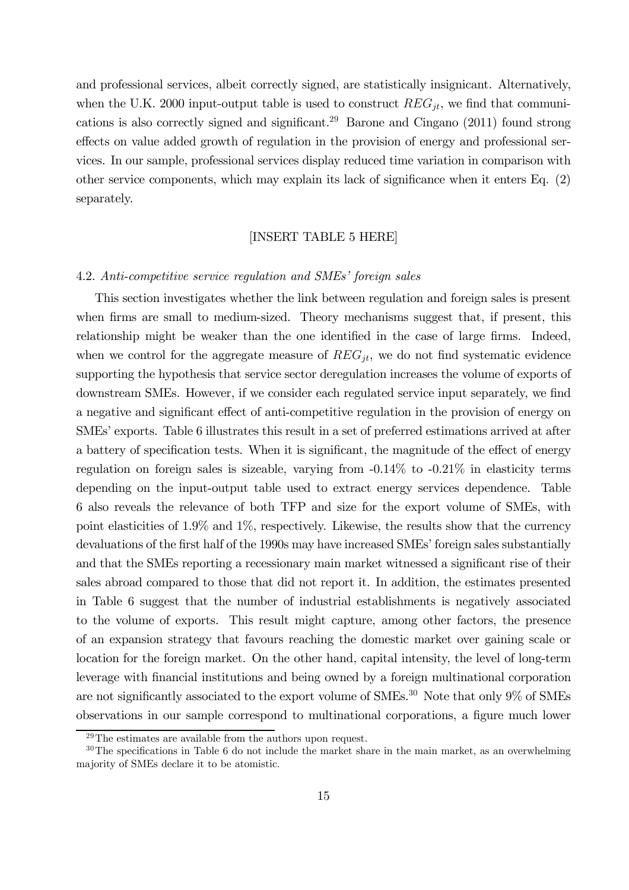and professional services, albeit correctly signed, are statistically insignicant. Alternatively, when the U.K. 2000 input-output table is used to construct $REG_{jt}$, we find that communications is also correctly signed and significant.[29] Barone and Cingano (2011) found strong effects on value added growth of regulation in the provision of energy and professional services. In our sample, professional services display reduced time variation in comparison with other service components, which may explain its lack of significance when it enters Eq. (2) separately.

[INSERT TABLE 5 HERE]

### 4.2. *Anti-competitive service regulation and SMEs' foreign sales*

This section investigates whether the link between regulation and foreign sales is present when firms are small to medium-sized. Theory mechanisms suggest that, if present, this relationship might be weaker than the one identified in the case of large firms. Indeed, when we control for the aggregate measure of $REG_{jt}$, we do not find systematic evidence supporting the hypothesis that service sector deregulation increases the volume of exports of downstream SMEs. However, if we consider each regulated service input separately, we find a negative and significant effect of anti-competitive regulation in the provision of energy on SMEs' exports. Table 6 illustrates this result in a set of preferred estimations arrived at after a battery of specification tests. When it is significant, the magnitude of the effect of energy regulation on foreign sales is sizeable, varying from -0.14% to -0.21% in elasticity terms depending on the input-output table used to extract energy services dependence. Table 6 also reveals the relevance of both TFP and size for the export volume of SMEs, with point elasticities of 1.9% and 1%, respectively. Likewise, the results show that the currency devaluations of the first half of the 1990s may have increased SMEs' foreign sales substantially and that the SMEs reporting a recessionary main market witnessed a significant rise of their sales abroad compared to those that did not report it. In addition, the estimates presented in Table 6 suggest that the number of industrial establishments is negatively associated to the volume of exports. This result might capture, among other factors, the presence of an expansion strategy that favours reaching the domestic market over gaining scale or location for the foreign market. On the other hand, capital intensity, the level of long-term leverage with financial institutions and being owned by a foreign multinational corporation are not significantly associated to the export volume of SMEs.[30] Note that only 9% of SMEs observations in our sample correspond to multinational corporations, a figure much lower

[29] The estimates are available from the authors upon request.

[30] The specifications in Table 6 do not include the market share in the main market, as an overwhelming majority of SMEs declare it to be atomistic.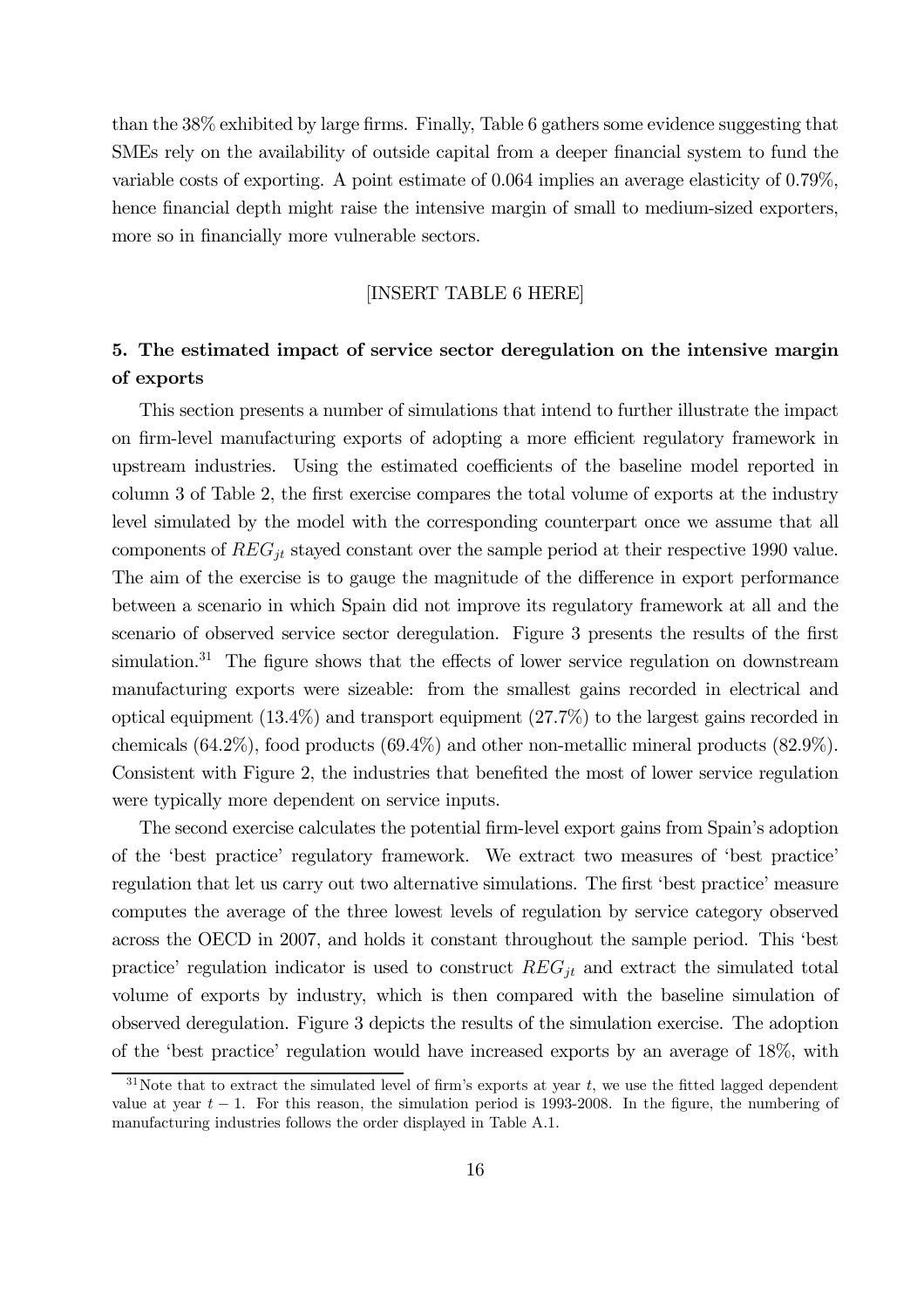than the 38% exhibited by large firms. Finally, Table 6 gathers some evidence suggesting that SMEs rely on the availability of outside capital from a deeper financial system to fund the variable costs of exporting. A point estimate of 0.064 implies an average elasticity of 0.79%, hence financial depth might raise the intensive margin of small to medium-sized exporters, more so in financially more vulnerable sectors.

[INSERT TABLE 6 HERE]

## 5. The estimated impact of service sector deregulation on the intensive margin of exports

This section presents a number of simulations that intend to further illustrate the impact on firm-level manufacturing exports of adopting a more efficient regulatory framework in upstream industries. Using the estimated coefficients of the baseline model reported in column 3 of Table 2, the first exercise compares the total volume of exports at the industry level simulated by the model with the corresponding counterpart once we assume that all components of $REG_{jt}$ stayed constant over the sample period at their respective 1990 value. The aim of the exercise is to gauge the magnitude of the difference in export performance between a scenario in which Spain did not improve its regulatory framework at all and the scenario of observed service sector deregulation. Figure 3 presents the results of the first simulation.[31] The figure shows that the effects of lower service regulation on downstream manufacturing exports were sizeable: from the smallest gains recorded in electrical and optical equipment (13.4%) and transport equipment (27.7%) to the largest gains recorded in chemicals (64.2%), food products (69.4%) and other non-metallic mineral products (82.9%). Consistent with Figure 2, the industries that benefited the most of lower service regulation were typically more dependent on service inputs.

The second exercise calculates the potential firm-level export gains from Spain's adoption of the 'best practice' regulatory framework. We extract two measures of 'best practice' regulation that let us carry out two alternative simulations. The first 'best practice' measure computes the average of the three lowest levels of regulation by service category observed across the OECD in 2007, and holds it constant throughout the sample period. This 'best practice' regulation indicator is used to construct $REG_{jt}$ and extract the simulated total volume of exports by industry, which is then compared with the baseline simulation of observed deregulation. Figure 3 depicts the results of the simulation exercise. The adoption of the 'best practice' regulation would have increased exports by an average of 18%, with

[31] Note that to extract the simulated level of firm's exports at year $t$, we use the fitted lagged dependent value at year $t-1$. For this reason, the simulation period is 1993-2008. In the figure, the numbering of manufacturing industries follows the order displayed in Table A.1.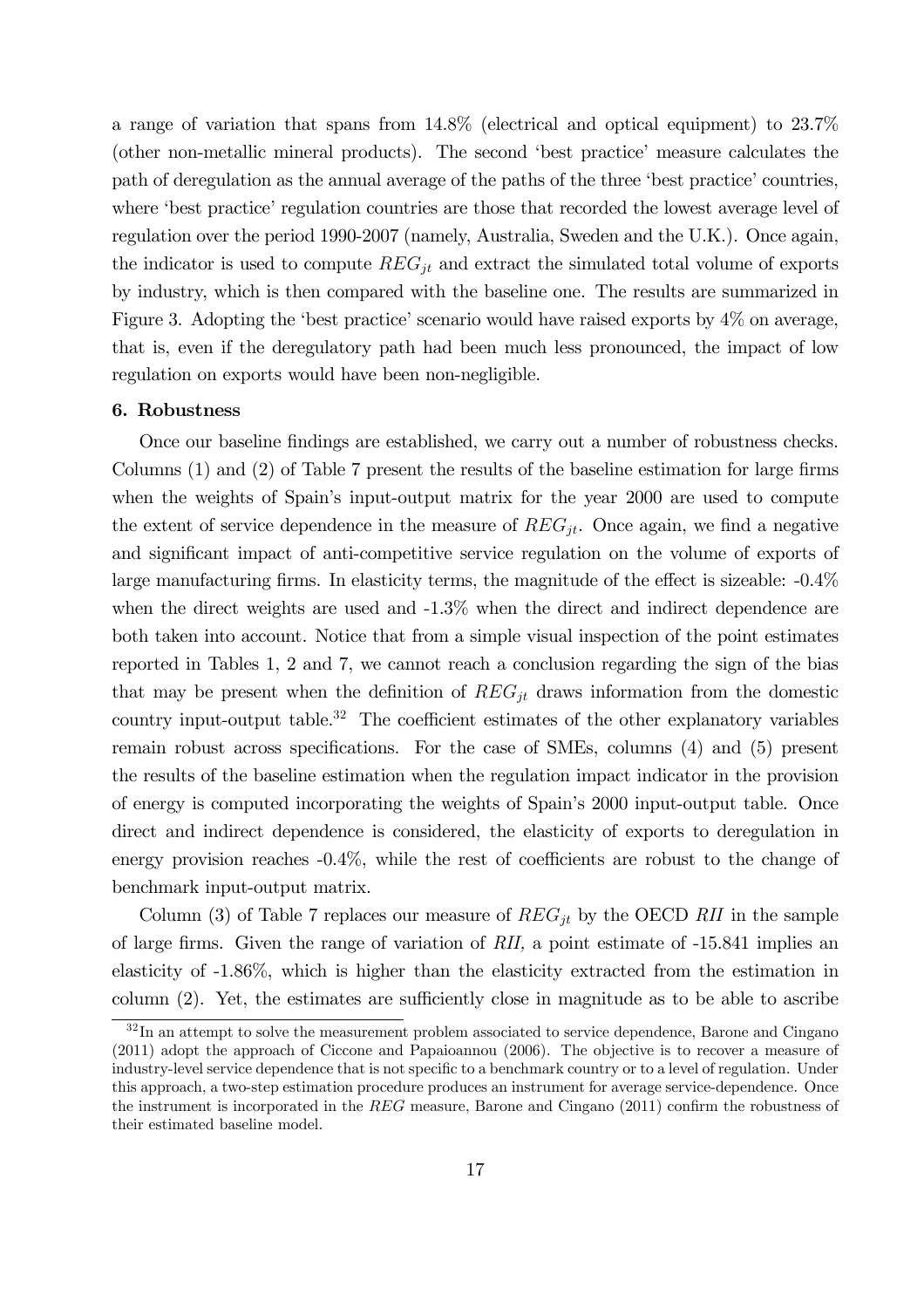a range of variation that spans from 14.8% (electrical and optical equipment) to 23.7% (other non-metallic mineral products). The second 'best practice' measure calculates the path of deregulation as the annual average of the paths of the three 'best practice' countries, where 'best practice' regulation countries are those that recorded the lowest average level of regulation over the period 1990-2007 (namely, Australia, Sweden and the U.K.). Once again, the indicator is used to compute $REG_{jt}$ and extract the simulated total volume of exports by industry, which is then compared with the baseline one. The results are summarized in Figure 3. Adopting the 'best practice' scenario would have raised exports by 4% on average, that is, even if the deregulatory path had been much less pronounced, the impact of low regulation on exports would have been non-negligible.

### 6. Robustness

Once our baseline findings are established, we carry out a number of robustness checks. Columns (1) and (2) of Table 7 present the results of the baseline estimation for large firms when the weights of Spain's input-output matrix for the year 2000 are used to compute the extent of service dependence in the measure of $REG_{jt}$. Once again, we find a negative and significant impact of anti-competitive service regulation on the volume of exports of large manufacturing firms. In elasticity terms, the magnitude of the effect is sizeable: -0.4% when the direct weights are used and -1.3% when the direct and indirect dependence are both taken into account. Notice that from a simple visual inspection of the point estimates reported in Tables 1, 2 and 7, we cannot reach a conclusion regarding the sign of the bias that may be present when the definition of $REG_{jt}$ draws information from the domestic country input-output table.[32] The coefficient estimates of the other explanatory variables remain robust across specifications. For the case of SMEs, columns (4) and (5) present the results of the baseline estimation when the regulation impact indicator in the provision of energy is computed incorporating the weights of Spain's 2000 input-output table. Once direct and indirect dependence is considered, the elasticity of exports to deregulation in energy provision reaches -0.4%, while the rest of coefficients are robust to the change of benchmark input-output matrix.

Column (3) of Table 7 replaces our measure of $REG_{jt}$ by the OECD *RII* in the sample of large firms. Given the range of variation of *RII,* a point estimate of -15.841 implies an elasticity of -1.86%, which is higher than the elasticity extracted from the estimation in column (2). Yet, the estimates are sufficiently close in magnitude as to be able to ascribe

[32] In an attempt to solve the measurement problem associated to service dependence, Barone and Cingano (2011) adopt the approach of Ciccone and Papaioannou (2006). The objective is to recover a measure of industry-level service dependence that is not specific to a benchmark country or to a level of regulation. Under this approach, a two-step estimation procedure produces an instrument for average service-dependence. Once the instrument is incorporated in the *REG* measure, Barone and Cingano (2011) confirm the robustness of their estimated baseline model.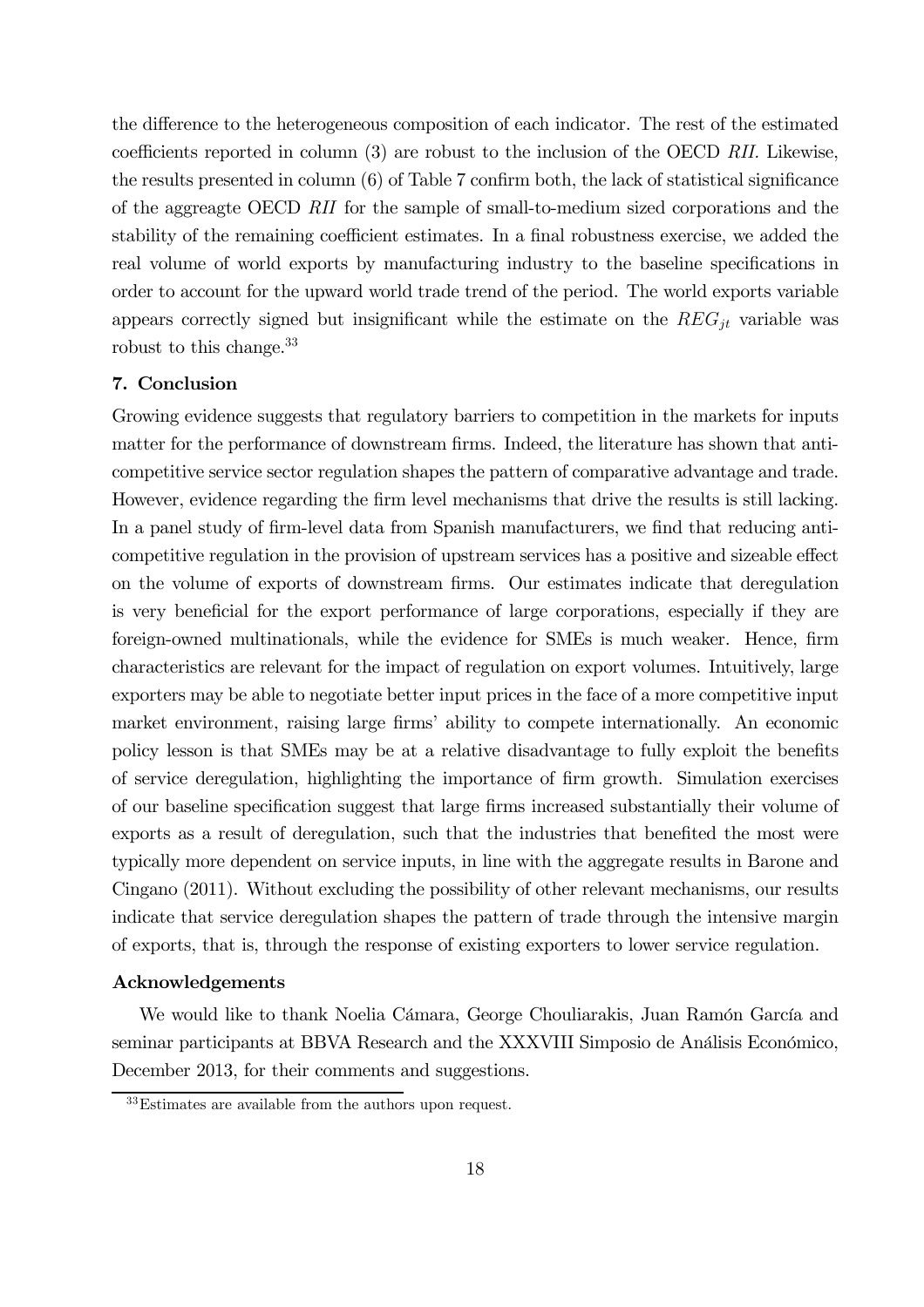the difference to the heterogeneous composition of each indicator. The rest of the estimated coefficients reported in column (3) are robust to the inclusion of the OECD *RII*. Likewise, the results presented in column (6) of Table 7 confirm both, the lack of statistical significance of the aggreagte OECD *RII* for the sample of small-to-medium sized corporations and the stability of the remaining coefficient estimates. In a final robustness exercise, we added the real volume of world exports by manufacturing industry to the baseline specifications in order to account for the upward world trade trend of the period. The world exports variable appears correctly signed but insignificant while the estimate on the $REG_{jt}$ variable was robust to this change.[33]

**7. Conclusion**

Growing evidence suggests that regulatory barriers to competition in the markets for inputs matter for the performance of downstream firms. Indeed, the literature has shown that anti-competitive service sector regulation shapes the pattern of comparative advantage and trade. However, evidence regarding the firm level mechanisms that drive the results is still lacking. In a panel study of firm-level data from Spanish manufacturers, we find that reducing anti-competitive regulation in the provision of upstream services has a positive and sizeable effect on the volume of exports of downstream firms. Our estimates indicate that deregulation is very beneficial for the export performance of large corporations, especially if they are foreign-owned multinationals, while the evidence for SMEs is much weaker. Hence, firm characteristics are relevant for the impact of regulation on export volumes. Intuitively, large exporters may be able to negotiate better input prices in the face of a more competitive input market environment, raising large firms' ability to compete internationally. An economic policy lesson is that SMEs may be at a relative disadvantage to fully exploit the benefits of service deregulation, highlighting the importance of firm growth. Simulation exercises of our baseline specification suggest that large firms increased substantially their volume of exports as a result of deregulation, such that the industries that benefited the most were typically more dependent on service inputs, in line with the aggregate results in Barone and Cingano (2011). Without excluding the possibility of other relevant mechanisms, our results indicate that service deregulation shapes the pattern of trade through the intensive margin of exports, that is, through the response of existing exporters to lower service regulation.

**Acknowledgements**

We would like to thank Noelia Cámara, George Chouliarakis, Juan Ramón García and seminar participants at BBVA Research and the XXXVIII Simposio de Análisis Económico, December 2013, for their comments and suggestions.

[33] Estimates are available from the authors upon request.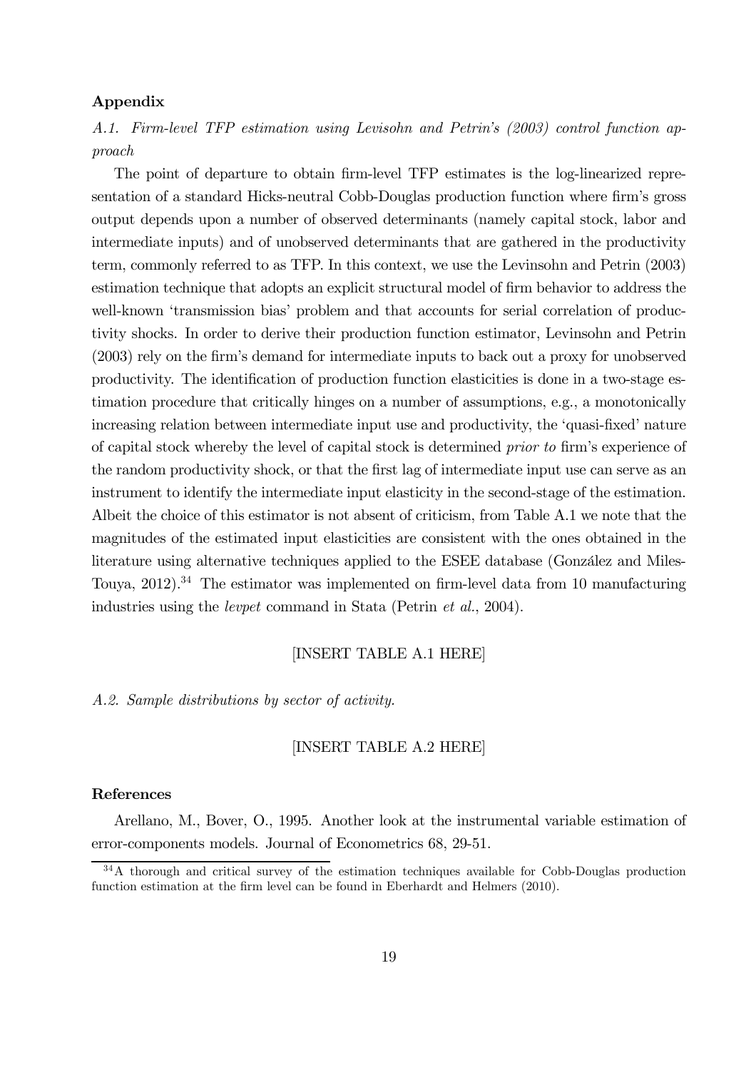## Appendix

*A.1. Firm-level TFP estimation using Levisohn and Petrin's (2003) control function approach*

The point of departure to obtain firm-level TFP estimates is the log-linearized representation of a standard Hicks-neutral Cobb-Douglas production function where firm's gross output depends upon a number of observed determinants (namely capital stock, labor and intermediate inputs) and of unobserved determinants that are gathered in the productivity term, commonly referred to as TFP. In this context, we use the Levinsohn and Petrin (2003) estimation technique that adopts an explicit structural model of firm behavior to address the well-known 'transmission bias' problem and that accounts for serial correlation of productivity shocks. In order to derive their production function estimator, Levinsohn and Petrin (2003) rely on the firm's demand for intermediate inputs to back out a proxy for unobserved productivity. The identification of production function elasticities is done in a two-stage estimation procedure that critically hinges on a number of assumptions, e.g., a monotonically increasing relation between intermediate input use and productivity, the 'quasi-fixed' nature of capital stock whereby the level of capital stock is determined *prior to* firm's experience of the random productivity shock, or that the first lag of intermediate input use can serve as an instrument to identify the intermediate input elasticity in the second-stage of the estimation. Albeit the choice of this estimator is not absent of criticism, from Table A.1 we note that the magnitudes of the estimated input elasticities are consistent with the ones obtained in the literature using alternative techniques applied to the ESEE database (González and Miles-Touya, 2012).[34] The estimator was implemented on firm-level data from 10 manufacturing industries using the *levpet* command in Stata (Petrin *et al.*, 2004).

[INSERT TABLE A.1 HERE]

*A.2. Sample distributions by sector of activity.*

[INSERT TABLE A.2 HERE]

## References

Arellano, M., Bover, O., 1995. Another look at the instrumental variable estimation of error-components models. Journal of Econometrics 68, 29-51.

[34] A thorough and critical survey of the estimation techniques available for Cobb-Douglas production function estimation at the firm level can be found in Eberhardt and Helmers (2010).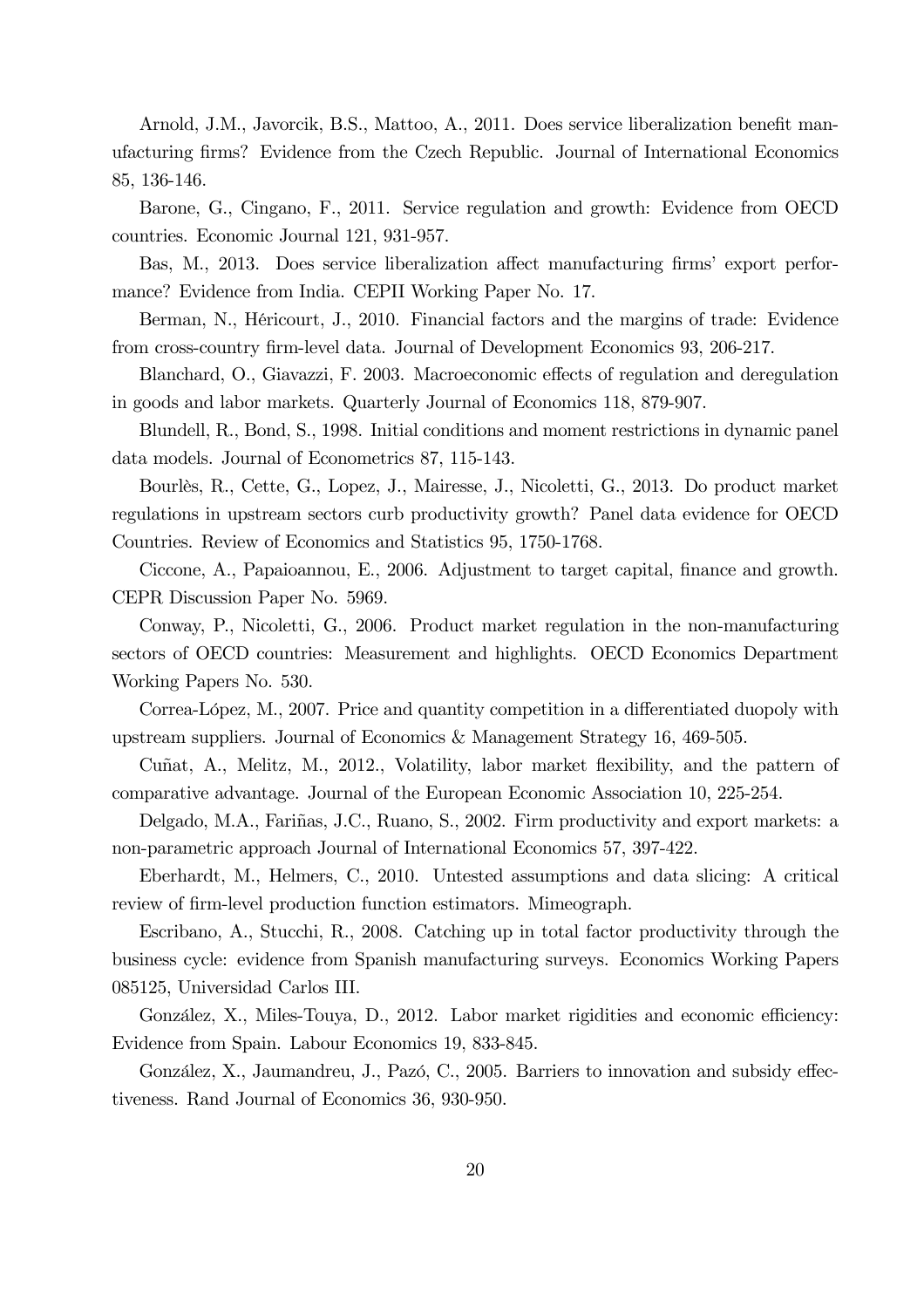Arnold, J.M., Javorcik, B.S., Mattoo, A., 2011. Does service liberalization benefit manufacturing firms? Evidence from the Czech Republic. Journal of International Economics 85, 136-146.

Barone, G., Cingano, F., 2011. Service regulation and growth: Evidence from OECD countries. Economic Journal 121, 931-957.

Bas, M., 2013. Does service liberalization affect manufacturing firms' export performance? Evidence from India. CEPII Working Paper No. 17.

Berman, N., Héricourt, J., 2010. Financial factors and the margins of trade: Evidence from cross-country firm-level data. Journal of Development Economics 93, 206-217.

Blanchard, O., Giavazzi, F. 2003. Macroeconomic effects of regulation and deregulation in goods and labor markets. Quarterly Journal of Economics 118, 879-907.

Blundell, R., Bond, S., 1998. Initial conditions and moment restrictions in dynamic panel data models. Journal of Econometrics 87, 115-143.

Bourlès, R., Cette, G., Lopez, J., Mairesse, J., Nicoletti, G., 2013. Do product market regulations in upstream sectors curb productivity growth? Panel data evidence for OECD Countries. Review of Economics and Statistics 95, 1750-1768.

Ciccone, A., Papaioannou, E., 2006. Adjustment to target capital, finance and growth. CEPR Discussion Paper No. 5969.

Conway, P., Nicoletti, G., 2006. Product market regulation in the non-manufacturing sectors of OECD countries: Measurement and highlights. OECD Economics Department Working Papers No. 530.

Correa-López, M., 2007. Price and quantity competition in a differentiated duopoly with upstream suppliers. Journal of Economics & Management Strategy 16, 469-505.

Cuñat, A., Melitz, M., 2012., Volatility, labor market flexibility, and the pattern of comparative advantage. Journal of the European Economic Association 10, 225-254.

Delgado, M.A., Fariñas, J.C., Ruano, S., 2002. Firm productivity and export markets: a non-parametric approach Journal of International Economics 57, 397-422.

Eberhardt, M., Helmers, C., 2010. Untested assumptions and data slicing: A critical review of firm-level production function estimators. Mimeograph.

Escribano, A., Stucchi, R., 2008. Catching up in total factor productivity through the business cycle: evidence from Spanish manufacturing surveys. Economics Working Papers 085125, Universidad Carlos III.

González, X., Miles-Touya, D., 2012. Labor market rigidities and economic efficiency: Evidence from Spain. Labour Economics 19, 833-845.

González, X., Jaumandreu, J., Pazó, C., 2005. Barriers to innovation and subsidy effectiveness. Rand Journal of Economics 36, 930-950.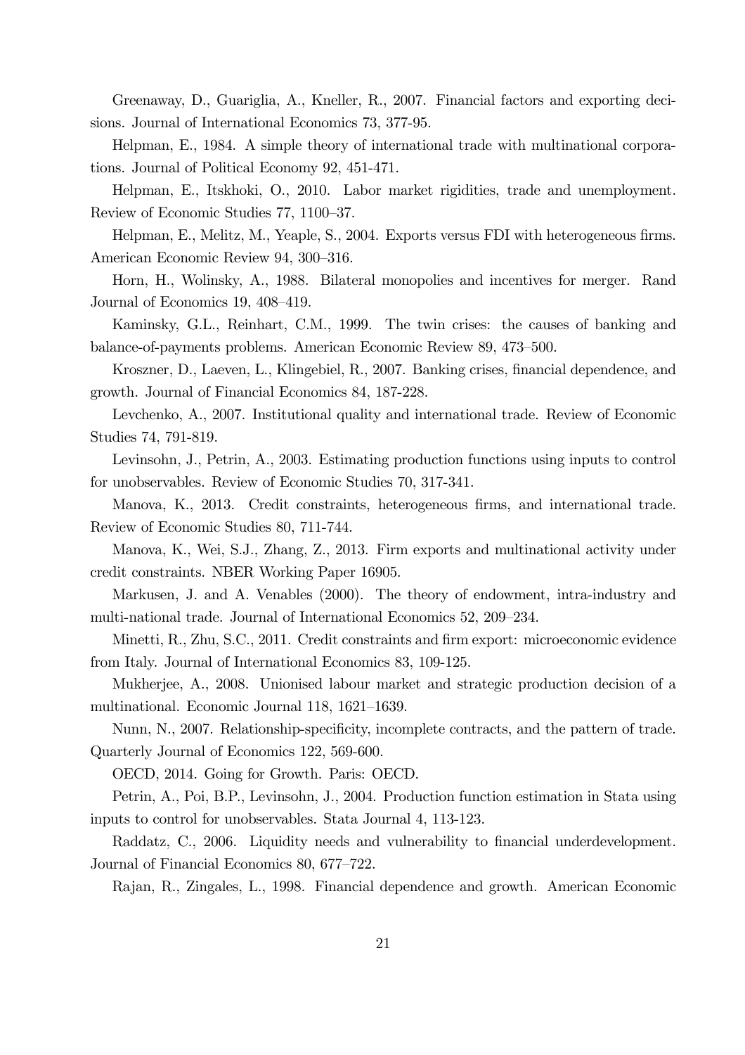Greenaway, D., Guariglia, A., Kneller, R., 2007. Financial factors and exporting decisions. Journal of International Economics 73, 377-95.

Helpman, E., 1984. A simple theory of international trade with multinational corporations. Journal of Political Economy 92, 451-471.

Helpman, E., Itskhoki, O., 2010. Labor market rigidities, trade and unemployment. Review of Economic Studies 77, 1100–37.

Helpman, E., Melitz, M., Yeaple, S., 2004. Exports versus FDI with heterogeneous firms. American Economic Review 94, 300–316.

Horn, H., Wolinsky, A., 1988. Bilateral monopolies and incentives for merger. Rand Journal of Economics 19, 408–419.

Kaminsky, G.L., Reinhart, C.M., 1999. The twin crises: the causes of banking and balance-of-payments problems. American Economic Review 89, 473–500.

Kroszner, D., Laeven, L., Klingebiel, R., 2007. Banking crises, financial dependence, and growth. Journal of Financial Economics 84, 187-228.

Levchenko, A., 2007. Institutional quality and international trade. Review of Economic Studies 74, 791-819.

Levinsohn, J., Petrin, A., 2003. Estimating production functions using inputs to control for unobservables. Review of Economic Studies 70, 317-341.

Manova, K., 2013. Credit constraints, heterogeneous firms, and international trade. Review of Economic Studies 80, 711-744.

Manova, K., Wei, S.J., Zhang, Z., 2013. Firm exports and multinational activity under credit constraints. NBER Working Paper 16905.

Markusen, J. and A. Venables (2000). The theory of endowment, intra-industry and multi-national trade. Journal of International Economics 52, 209–234.

Minetti, R., Zhu, S.C., 2011. Credit constraints and firm export: microeconomic evidence from Italy. Journal of International Economics 83, 109-125.

Mukherjee, A., 2008. Unionised labour market and strategic production decision of a multinational. Economic Journal 118, 1621–1639.

Nunn, N., 2007. Relationship-specificity, incomplete contracts, and the pattern of trade. Quarterly Journal of Economics 122, 569-600.

OECD, 2014. Going for Growth. Paris: OECD.

Petrin, A., Poi, B.P., Levinsohn, J., 2004. Production function estimation in Stata using inputs to control for unobservables. Stata Journal 4, 113-123.

Raddatz, C., 2006. Liquidity needs and vulnerability to financial underdevelopment. Journal of Financial Economics 80, 677–722.

Rajan, R., Zingales, L., 1998. Financial dependence and growth. American Economic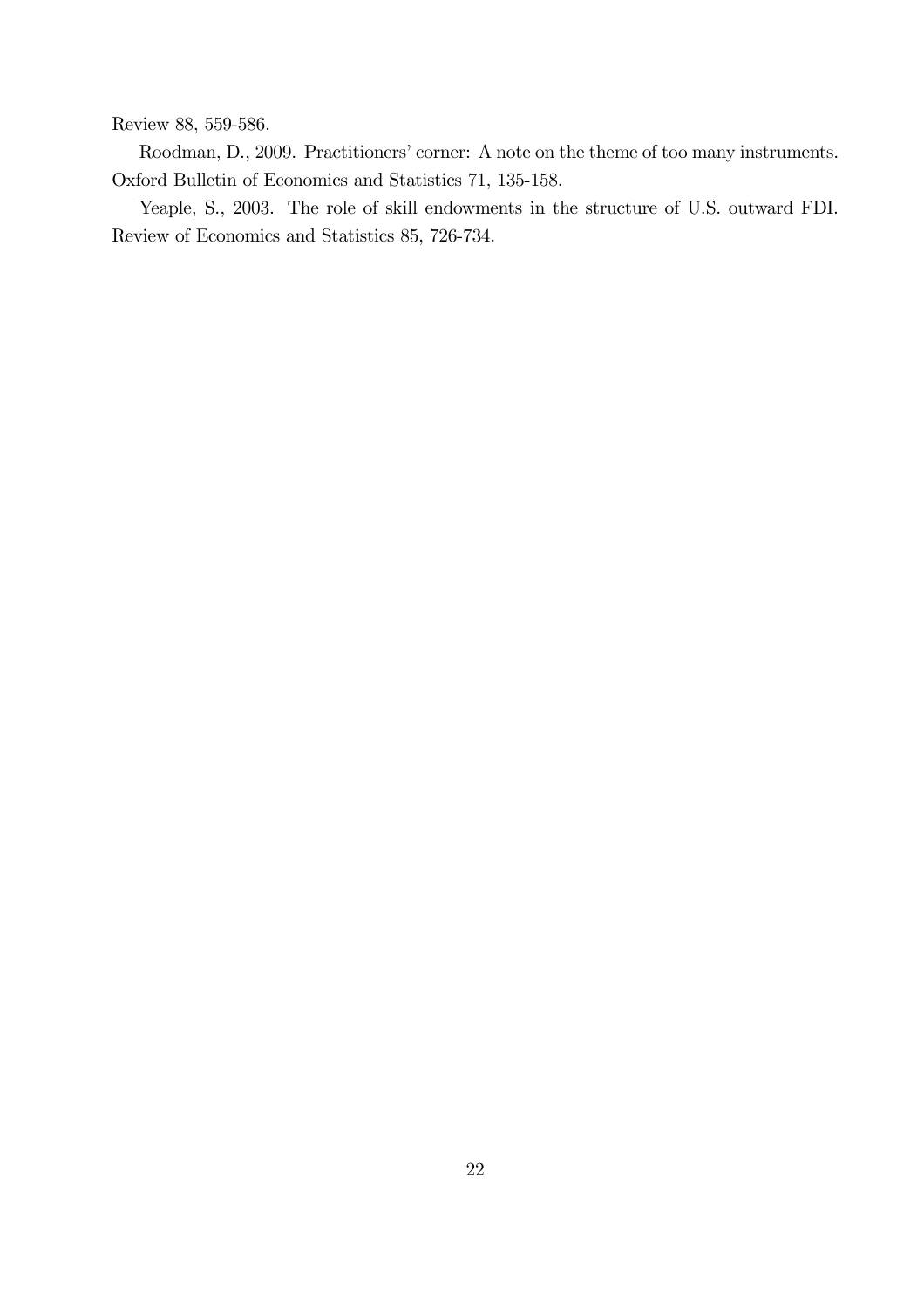Review 88, 559-586.

Roodman, D., 2009. Practitioners' corner: A note on the theme of too many instruments. Oxford Bulletin of Economics and Statistics 71, 135-158.

Yeaple, S., 2003. The role of skill endowments in the structure of U.S. outward FDI. Review of Economics and Statistics 85, 726-734.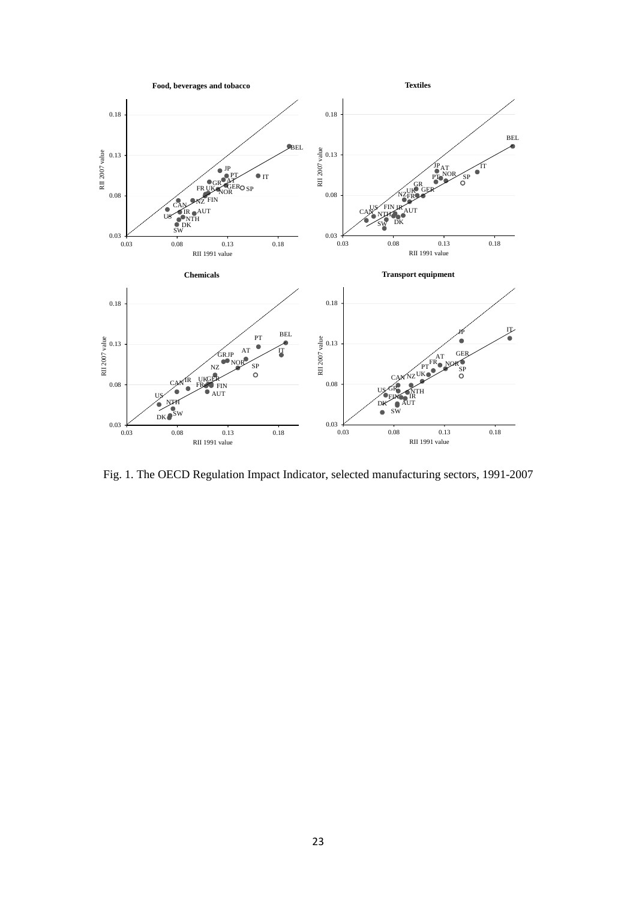Fig. 1. The OECD Regulation Impact Indicator, selected manufacturing sectors, 1991-2007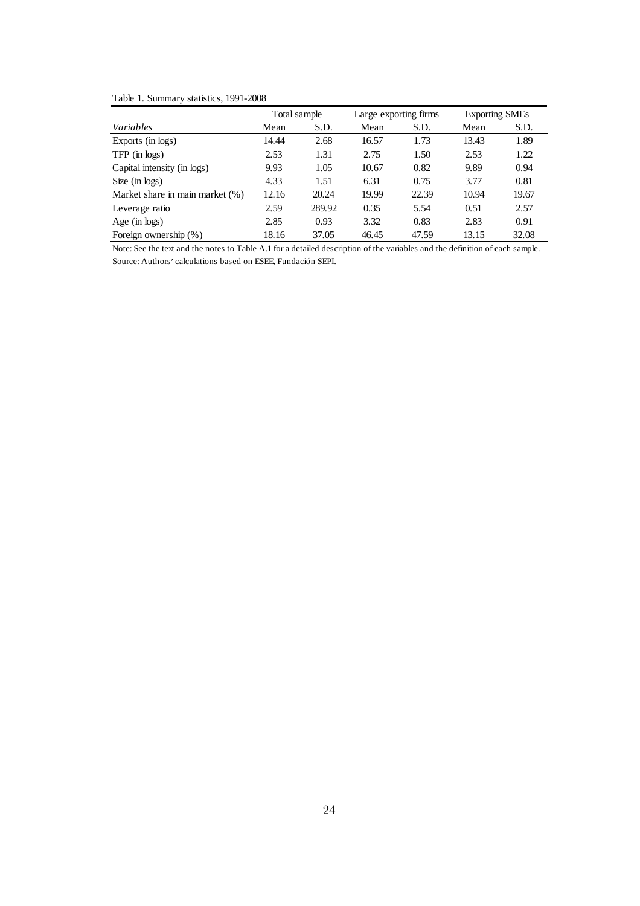Table 1. Summary statistics, 1991-2008

| | Total sample | | Large exporting firms | | Exporting SMEs | |
|---|---|---|---|---|---|---|
| *Variables* | Mean | S.D. | Mean | S.D. | Mean | S.D. |
| Exports (in logs) | 14.44 | 2.68 | 16.57 | 1.73 | 13.43 | 1.89 |
| TFP (in logs) | 2.53 | 1.31 | 2.75 | 1.50 | 2.53 | 1.22 |
| Capital intensity (in logs) | 9.93 | 1.05 | 10.67 | 0.82 | 9.89 | 0.94 |
| Size (in logs) | 4.33 | 1.51 | 6.31 | 0.75 | 3.77 | 0.81 |
| Market share in main market (%) | 12.16 | 20.24 | 19.99 | 22.39 | 10.94 | 19.67 |
| Leverage ratio | 2.59 | 289.92 | 0.35 | 5.54 | 0.51 | 2.57 |
| Age (in logs) | 2.85 | 0.93 | 3.32 | 0.83 | 2.83 | 0.91 |
| Foreign ownership (%) | 18.16 | 37.05 | 46.45 | 47.59 | 13.15 | 32.08 |

Note: See the text and the notes to Table A.1 for a detailed description of the variables and the definition of each sample.
Source: Authors' calculations based on ESEE, Fundación SEPI.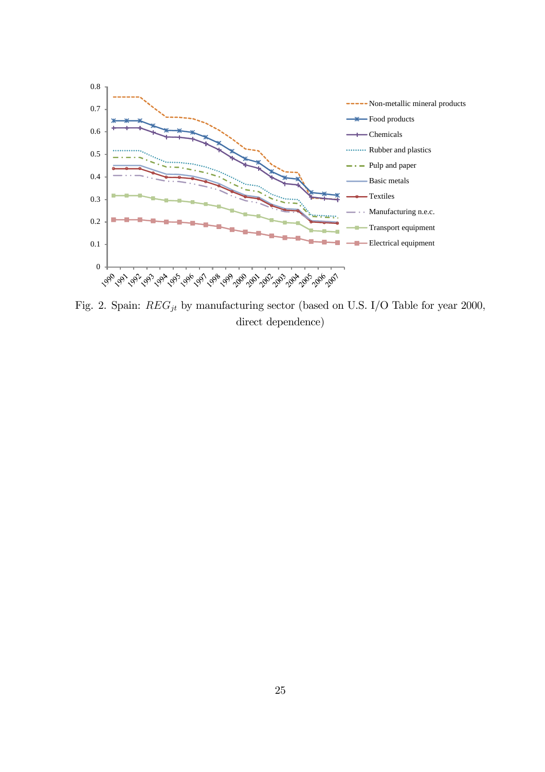Fig. 2. Spain: $REG_{jt}$ by manufacturing sector (based on U.S. I/O Table for year 2000, direct dependence)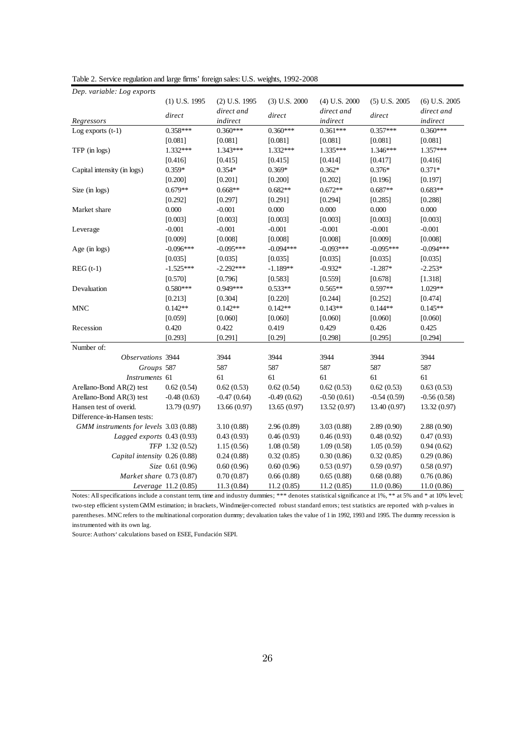Table 2. Service regulation and large firms' foreign sales: U.S. weights, 1992-2008

| *Dep. variable: Log exports* | (1) U.S. 1995 | (2) U.S. 1995 | (3) U.S. 2000 | (4) U.S. 2000 | (5) U.S. 2005 | (6) U.S. 2005 |
|---|---|---|---|---|---|---|
| *Regressors* | *direct* | *direct and indirect* | *direct* | *direct and indirect* | *direct* | *direct and indirect* |
| Log exports (t-1) | 0.358*** | 0.360*** | 0.360*** | 0.361*** | 0.357*** | 0.360*** |
| | [0.081] | [0.081] | [0.081] | [0.081] | [0.081] | [0.081] |
| TFP (in logs) | 1.332*** | 1.343*** | 1.332*** | 1.335*** | 1.346*** | 1.357*** |
| | [0.416] | [0.415] | [0.415] | [0.414] | [0.417] | [0.416] |
| Capital intensity (in logs) | 0.359* | 0.354* | 0.369* | 0.362* | 0.376* | 0.371* |
| | [0.200] | [0.201] | [0.200] | [0.202] | [0.196] | [0.197] |
| Size (in logs) | 0.679** | 0.668** | 0.682** | 0.672** | 0.687** | 0.683** |
| | [0.292] | [0.297] | [0.291] | [0.294] | [0.285] | [0.288] |
| Market share | 0.000 | -0.001 | 0.000 | 0.000 | 0.000 | 0.000 |
| | [0.003] | [0.003] | [0.003] | [0.003] | [0.003] | [0.003] |
| Leverage | -0.001 | -0.001 | -0.001 | -0.001 | -0.001 | -0.001 |
| | [0.009] | [0.008] | [0.008] | [0.008] | [0.009] | [0.008] |
| Age (in logs) | -0.096*** | -0.095*** | -0.094*** | -0.093*** | -0.095*** | -0.094*** |
| | [0.035] | [0.035] | [0.035] | [0.035] | [0.035] | [0.035] |
| REG (t-1) | -1.525*** | -2.292*** | -1.189** | -0.932* | -1.287* | -2.253* |
| | [0.570] | [0.796] | [0.583] | [0.559] | [0.678] | [1.318] |
| Devaluation | 0.580*** | 0.949*** | 0.533** | 0.565** | 0.597** | 1.029** |
| | [0.213] | [0.304] | [0.220] | [0.244] | [0.252] | [0.474] |
| MNC | 0.142** | 0.142** | 0.142** | 0.143** | 0.144** | 0.145** |
| | [0.059] | [0.060] | [0.060] | [0.060] | [0.060] | [0.060] |
| Recession | 0.420 | 0.422 | 0.419 | 0.429 | 0.426 | 0.425 |
| | [0.293] | [0.291] | [0.29] | [0.298] | [0.295] | [0.294] |
| Number of: | | | | | | |
| *Observations* | 3944 | 3944 | 3944 | 3944 | 3944 | 3944 |
| *Groups* | 587 | 587 | 587 | 587 | 587 | 587 |
| *Instruments* | 61 | 61 | 61 | 61 | 61 | 61 |
| Arellano-Bond AR(2) test | 0.62 (0.54) | 0.62 (0.53) | 0.62 (0.54) | 0.62 (0.53) | 0.62 (0.53) | 0.63 (0.53) |
| Arellano-Bond AR(3) test | -0.48 (0.63) | -0.47 (0.64) | -0.49 (0.62) | -0.50 (0.61) | -0.54 (0.59) | -0.56 (0.58) |
| Hansen test of overid. | 13.79 (0.97) | 13.66 (0.97) | 13.65 (0.97) | 13.52 (0.97) | 13.40 (0.97) | 13.32 (0.97) |
| Difference-in-Hansen tests: | | | | | | |
| *GMM instruments for levels* | 3.03 (0.88) | 3.10 (0.88) | 2.96 (0.89) | 3.03 (0.88) | 2.89 (0.90) | 2.88 (0.90) |
| *Lagged exports* | 0.43 (0.93) | 0.43 (0.93) | 0.46 (0.93) | 0.46 (0.93) | 0.48 (0.92) | 0.47 (0.93) |
| *TFP* | 1.32 (0.52) | 1.15 (0.56) | 1.08 (0.58) | 1.09 (0.58) | 1.05 (0.59) | 0.94 (0.62) |
| *Capital intensity* | 0.26 (0.88) | 0.24 (0.88) | 0.32 (0.85) | 0.30 (0.86) | 0.32 (0.85) | 0.29 (0.86) |
| *Size* | 0.61 (0.96) | 0.60 (0.96) | 0.60 (0.96) | 0.53 (0.97) | 0.59 (0.97) | 0.58 (0.97) |
| *Market share* | 0.73 (0.87) | 0.70 (0.87) | 0.66 (0.88) | 0.65 (0.88) | 0.68 (0.88) | 0.76 (0.86) |
| *Leverage* | 11.2 (0.85) | 11.3 (0.84) | 11.2 (0.85) | 11.2 (0.85) | 11.0 (0.86) | 11.0 (0.86) |

Notes: All specifications include a constant term, time and industry dummies; *** denotes statistical significance at 1%, ** at 5% and * at 10% level; two-step efficient system GMM estimation; in brackets, Windmeijer-corrected robust standard errors; test statistics are reported with p-values in parentheses. MNC refers to the multinational corporation dummy; devaluation takes the value of 1 in 1992, 1993 and 1995. The dummy recession is instrumented with its own lag.

Source: Authors' calculations based on ESEE, Fundación SEPI.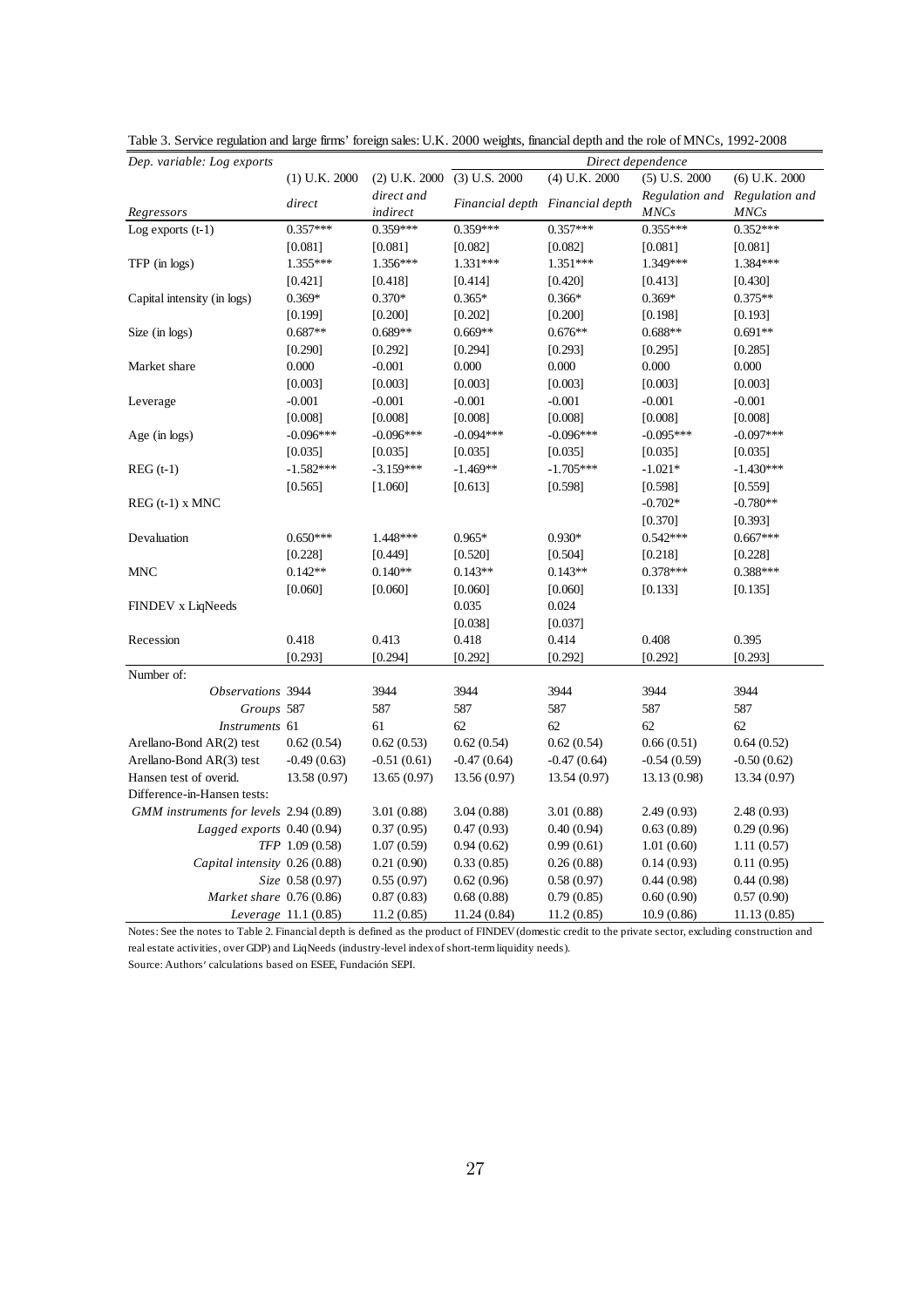Table 3. Service regulation and large firms' foreign sales: U.K. 2000 weights, financial depth and the role of MNCs, 1992-2008

| *Dep. variable: Log exports* | | | *Direct dependence* | | | |
|---|---|---|---|---|---|---|
| | (1) U.K. 2000 | (2) U.K. 2000 | (3) U.S. 2000 | (4) U.K. 2000 | (5) U.S. 2000 | (6) U.K. 2000 |
| *Regressors* | *direct* | *direct and indirect* | *Financial depth* | *Financial depth* | *Regulation and MNCs* | *Regulation and MNCs* |
| Log exports (t-1) | 0.357*** | 0.359*** | 0.359*** | 0.357*** | 0.355*** | 0.352*** |
| | [0.081] | [0.081] | [0.082] | [0.082] | [0.081] | [0.081] |
| TFP (in logs) | 1.355*** | 1.356*** | 1.331*** | 1.351*** | 1.349*** | 1.384*** |
| | [0.421] | [0.418] | [0.414] | [0.420] | [0.413] | [0.430] |
| Capital intensity (in logs) | 0.369* | 0.370* | 0.365* | 0.366* | 0.369* | 0.375** |
| | [0.199] | [0.200] | [0.202] | [0.200] | [0.198] | [0.193] |
| Size (in logs) | 0.687** | 0.689** | 0.669** | 0.676** | 0.688** | 0.691** |
| | [0.290] | [0.292] | [0.294] | [0.293] | [0.295] | [0.285] |
| Market share | 0.000 | -0.001 | 0.000 | 0.000 | 0.000 | 0.000 |
| | [0.003] | [0.003] | [0.003] | [0.003] | [0.003] | [0.003] |
| Leverage | -0.001 | -0.001 | -0.001 | -0.001 | -0.001 | -0.001 |
| | [0.008] | [0.008] | [0.008] | [0.008] | [0.008] | [0.008] |
| Age (in logs) | -0.096*** | -0.096*** | -0.094*** | -0.096*** | -0.095*** | -0.097*** |
| | [0.035] | [0.035] | [0.035] | [0.035] | [0.035] | [0.035] |
| REG (t-1) | -1.582*** | -3.159*** | -1.469** | -1.705*** | -1.021* | -1.430*** |
| | [0.565] | [1.060] | [0.613] | [0.598] | [0.598] | [0.559] |
| REG (t-1) x MNC | | | | | -0.702* | -0.780** |
| | | | | | [0.370] | [0.393] |
| Devaluation | 0.650*** | 1.448*** | 0.965* | 0.930* | 0.542*** | 0.667*** |
| | [0.228] | [0.449] | [0.520] | [0.504] | [0.218] | [0.228] |
| MNC | 0.142** | 0.140** | 0.143** | 0.143** | 0.378*** | 0.388*** |
| | [0.060] | [0.060] | [0.060] | [0.060] | [0.133] | [0.135] |
| FINDEV x LiqNeeds | | | 0.035 | 0.024 | | |
| | | | [0.038] | [0.037] | | |
| Recession | 0.418 | 0.413 | 0.418 | 0.414 | 0.408 | 0.395 |
| | [0.293] | [0.294] | [0.292] | [0.292] | [0.292] | [0.293] |
| Number of: | | | | | | |
| *Observations* | 3944 | 3944 | 3944 | 3944 | 3944 | 3944 |
| *Groups* | 587 | 587 | 587 | 587 | 587 | 587 |
| *Instruments* | 61 | 61 | 62 | 62 | 62 | 62 |
| Arellano-Bond AR(2) test | 0.62 (0.54) | 0.62 (0.53) | 0.62 (0.54) | 0.62 (0.54) | 0.66 (0.51) | 0.64 (0.52) |
| Arellano-Bond AR(3) test | -0.49 (0.63) | -0.51 (0.61) | -0.47 (0.64) | -0.47 (0.64) | -0.54 (0.59) | -0.50 (0.62) |
| Hansen test of overid. | 13.58 (0.97) | 13.65 (0.97) | 13.56 (0.97) | 13.54 (0.97) | 13.13 (0.98) | 13.34 (0.97) |
| Difference-in-Hansen tests: | | | | | | |
| *GMM instruments for levels* | 2.94 (0.89) | 3.01 (0.88) | 3.04 (0.88) | 3.01 (0.88) | 2.49 (0.93) | 2.48 (0.93) |
| *Lagged exports* | 0.40 (0.94) | 0.37 (0.95) | 0.47 (0.93) | 0.40 (0.94) | 0.63 (0.89) | 0.29 (0.96) |
| *TFP* | 1.09 (0.58) | 1.07 (0.59) | 0.94 (0.62) | 0.99 (0.61) | 1.01 (0.60) | 1.11 (0.57) |
| *Capital intensity* | 0.26 (0.88) | 0.21 (0.90) | 0.33 (0.85) | 0.26 (0.88) | 0.14 (0.93) | 0.11 (0.95) |
| *Size* | 0.58 (0.97) | 0.55 (0.97) | 0.62 (0.96) | 0.58 (0.97) | 0.44 (0.98) | 0.44 (0.98) |
| *Market share* | 0.76 (0.86) | 0.87 (0.83) | 0.68 (0.88) | 0.79 (0.85) | 0.60 (0.90) | 0.57 (0.90) |
| *Leverage* | 11.1 (0.85) | 11.2 (0.85) | 11.24 (0.84) | 11.2 (0.85) | 10.9 (0.86) | 11.13 (0.85) |

Notes: See the notes to Table 2. Financial depth is defined as the product of FINDEV (domestic credit to the private sector, excluding construction and real estate activities, over GDP) and LiqNeeds (industry-level index of short-term liquidity needs).

Source: Authors' calculations based on ESEE, Fundación SEPI.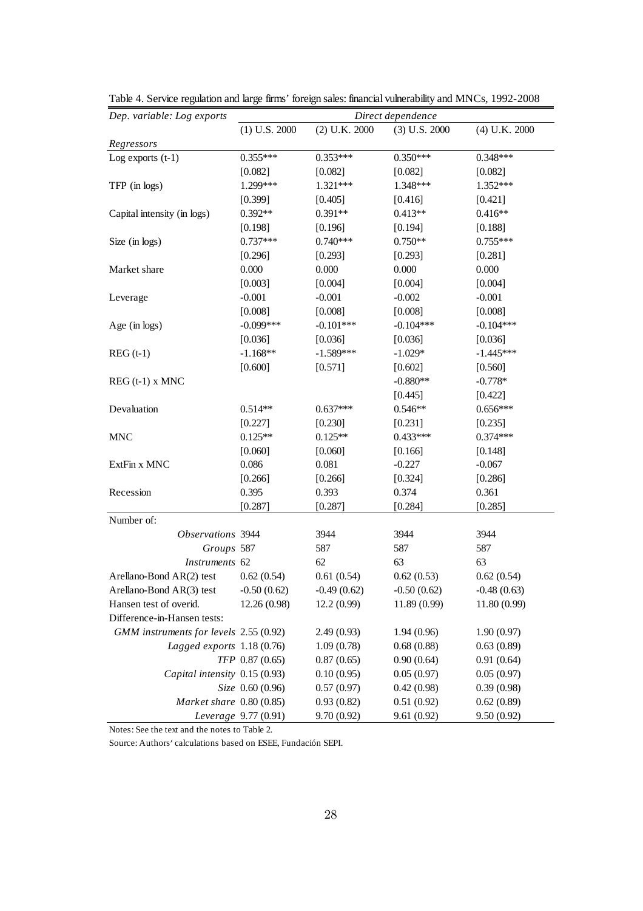Table 4. Service regulation and large firms' foreign sales: financial vulnerability and MNCs, 1992-2008

| *Dep. variable: Log exports* | *Direct dependence* | | | |
|---|---|---|---|---|
| | (1) U.S. 2000 | (2) U.K. 2000 | (3) U.S. 2000 | (4) U.K. 2000 |
| *Regressors* | | | | |
| Log exports (t-1) | 0.355*** | 0.353*** | 0.350*** | 0.348*** |
| | [0.082] | [0.082] | [0.082] | [0.082] |
| TFP (in logs) | 1.299*** | 1.321*** | 1.348*** | 1.352*** |
| | [0.399] | [0.405] | [0.416] | [0.421] |
| Capital intensity (in logs) | 0.392** | 0.391** | 0.413** | 0.416** |
| | [0.198] | [0.196] | [0.194] | [0.188] |
| Size (in logs) | 0.737*** | 0.740*** | 0.750** | 0.755*** |
| | [0.296] | [0.293] | [0.293] | [0.281] |
| Market share | 0.000 | 0.000 | 0.000 | 0.000 |
| | [0.003] | [0.004] | [0.004] | [0.004] |
| Leverage | -0.001 | -0.001 | -0.002 | -0.001 |
| | [0.008] | [0.008] | [0.008] | [0.008] |
| Age (in logs) | -0.099*** | -0.101*** | -0.104*** | -0.104*** |
| | [0.036] | [0.036] | [0.036] | [0.036] |
| REG (t-1) | -1.168** | -1.589*** | -1.029* | -1.445*** |
| | [0.600] | [0.571] | [0.602] | [0.560] |
| REG (t-1) x MNC | | | -0.880** | -0.778* |
| | | | [0.445] | [0.422] |
| Devaluation | 0.514** | 0.637*** | 0.546** | 0.656*** |
| | [0.227] | [0.230] | [0.231] | [0.235] |
| MNC | 0.125** | 0.125** | 0.433*** | 0.374*** |
| | [0.060] | [0.060] | [0.166] | [0.148] |
| ExtFin x MNC | 0.086 | 0.081 | -0.227 | -0.067 |
| | [0.266] | [0.266] | [0.324] | [0.286] |
| Recession | 0.395 | 0.393 | 0.374 | 0.361 |
| | [0.287] | [0.287] | [0.284] | [0.285] |
| Number of: | | | | |
| *Observations* | 3944 | 3944 | 3944 | 3944 |
| *Groups* | 587 | 587 | 587 | 587 |
| *Instruments* | 62 | 62 | 63 | 63 |
| Arellano-Bond AR(2) test | 0.62 (0.54) | 0.61 (0.54) | 0.62 (0.53) | 0.62 (0.54) |
| Arellano-Bond AR(3) test | -0.50 (0.62) | -0.49 (0.62) | -0.50 (0.62) | -0.48 (0.63) |
| Hansen test of overid. | 12.26 (0.98) | 12.2 (0.99) | 11.89 (0.99) | 11.80 (0.99) |
| Difference-in-Hansen tests: | | | | |
| *GMM instruments for levels* | 2.55 (0.92) | 2.49 (0.93) | 1.94 (0.96) | 1.90 (0.97) |
| *Lagged exports* | 1.18 (0.76) | 1.09 (0.78) | 0.68 (0.88) | 0.63 (0.89) |
| *TFP* | 0.87 (0.65) | 0.87 (0.65) | 0.90 (0.64) | 0.91 (0.64) |
| *Capital intensity* | 0.15 (0.93) | 0.10 (0.95) | 0.05 (0.97) | 0.05 (0.97) |
| *Size* | 0.60 (0.96) | 0.57 (0.97) | 0.42 (0.98) | 0.39 (0.98) |
| *Market share* | 0.80 (0.85) | 0.93 (0.82) | 0.51 (0.92) | 0.62 (0.89) |
| *Leverage* | 9.77 (0.91) | 9.70 (0.92) | 9.61 (0.92) | 9.50 (0.92) |

Notes: See the text and the notes to Table 2.

Source: Authors' calculations based on ESEE, Fundación SEPI.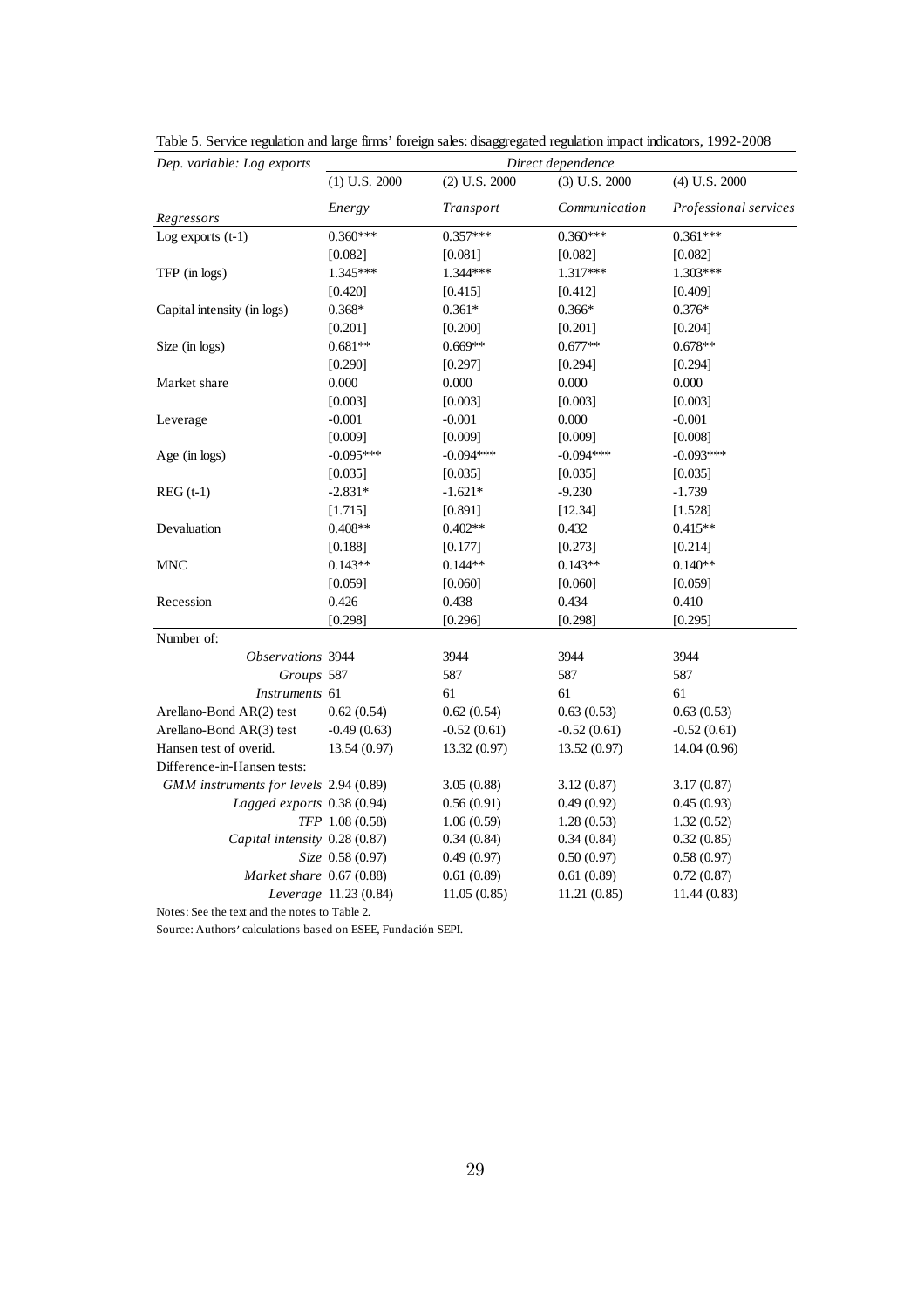Table 5. Service regulation and large firms' foreign sales: disaggregated regulation impact indicators, 1992-2008

| *Dep. variable: Log exports* | *Direct dependence* | | | |
|---|---|---|---|---|
| | (1) U.S. 2000 | (2) U.S. 2000 | (3) U.S. 2000 | (4) U.S. 2000 |
| *Regressors* | *Energy* | *Transport* | *Communication* | *Professional services* |
| Log exports (t-1) | 0.360*** | 0.357*** | 0.360*** | 0.361*** |
| | [0.082] | [0.081] | [0.082] | [0.082] |
| TFP (in logs) | 1.345*** | 1.344*** | 1.317*** | 1.303*** |
| | [0.420] | [0.415] | [0.412] | [0.409] |
| Capital intensity (in logs) | 0.368* | 0.361* | 0.366* | 0.376* |
| | [0.201] | [0.200] | [0.201] | [0.204] |
| Size (in logs) | 0.681** | 0.669** | 0.677** | 0.678** |
| | [0.290] | [0.297] | [0.294] | [0.294] |
| Market share | 0.000 | 0.000 | 0.000 | 0.000 |
| | [0.003] | [0.003] | [0.003] | [0.003] |
| Leverage | -0.001 | -0.001 | 0.000 | -0.001 |
| | [0.009] | [0.009] | [0.009] | [0.008] |
| Age (in logs) | -0.095*** | -0.094*** | -0.094*** | -0.093*** |
| | [0.035] | [0.035] | [0.035] | [0.035] |
| REG (t-1) | -2.831* | -1.621* | -9.230 | -1.739 |
| | [1.715] | [0.891] | [12.34] | [1.528] |
| Devaluation | 0.408** | 0.402** | 0.432 | 0.415** |
| | [0.188] | [0.177] | [0.273] | [0.214] |
| MNC | 0.143** | 0.144** | 0.143** | 0.140** |
| | [0.059] | [0.060] | [0.060] | [0.059] |
| Recession | 0.426 | 0.438 | 0.434 | 0.410 |
| | [0.298] | [0.296] | [0.298] | [0.295] |
| Number of: | | | | |
| *Observations* | 3944 | 3944 | 3944 | 3944 |
| *Groups* | 587 | 587 | 587 | 587 |
| *Instruments* | 61 | 61 | 61 | 61 |
| Arellano-Bond AR(2) test | 0.62 (0.54) | 0.62 (0.54) | 0.63 (0.53) | 0.63 (0.53) |
| Arellano-Bond AR(3) test | -0.49 (0.63) | -0.52 (0.61) | -0.52 (0.61) | -0.52 (0.61) |
| Hansen test of overid. | 13.54 (0.97) | 13.32 (0.97) | 13.52 (0.97) | 14.04 (0.96) |
| Difference-in-Hansen tests: | | | | |
| *GMM instruments for levels* | 2.94 (0.89) | 3.05 (0.88) | 3.12 (0.87) | 3.17 (0.87) |
| *Lagged exports* | 0.38 (0.94) | 0.56 (0.91) | 0.49 (0.92) | 0.45 (0.93) |
| *TFP* | 1.08 (0.58) | 1.06 (0.59) | 1.28 (0.53) | 1.32 (0.52) |
| *Capital intensity* | 0.28 (0.87) | 0.34 (0.84) | 0.34 (0.84) | 0.32 (0.85) |
| *Size* | 0.58 (0.97) | 0.49 (0.97) | 0.50 (0.97) | 0.58 (0.97) |
| *Market share* | 0.67 (0.88) | 0.61 (0.89) | 0.61 (0.89) | 0.72 (0.87) |
| *Leverage* | 11.23 (0.84) | 11.05 (0.85) | 11.21 (0.85) | 11.44 (0.83) |

Notes: See the text and the notes to Table 2.

Source: Authors' calculations based on ESEE, Fundación SEPI.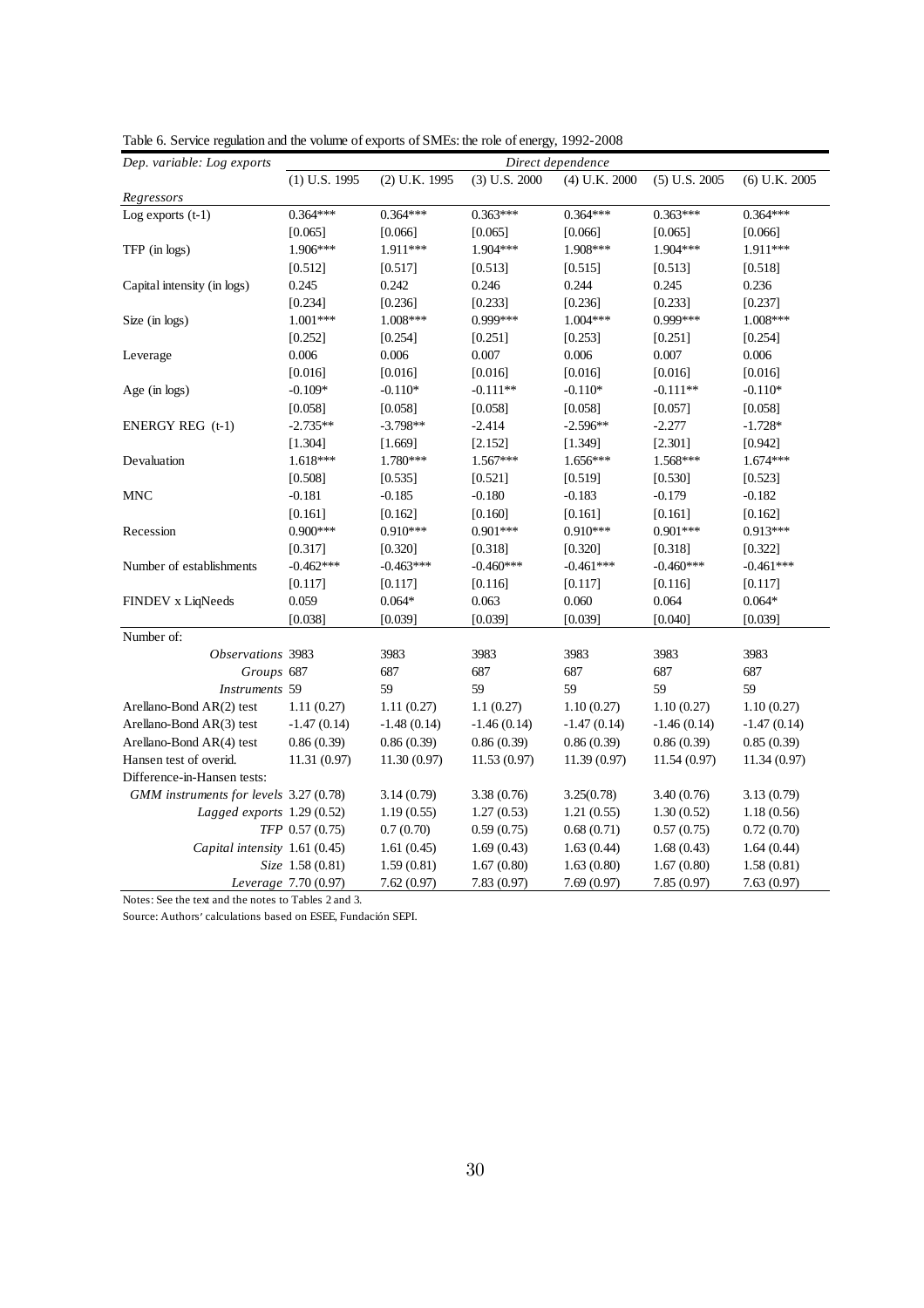Table 6. Service regulation and the volume of exports of SMEs: the role of energy, 1992-2008

| *Dep. variable: Log exports* | *Direct dependence* | | | | | |
|---|---|---|---|---|---|---|
| | (1) U.S. 1995 | (2) U.K. 1995 | (3) U.S. 2000 | (4) U.K. 2000 | (5) U.S. 2005 | (6) U.K. 2005 |
| *Regressors* | | | | | | |
| Log exports (t-1) | 0.364*** | 0.364*** | 0.363*** | 0.364*** | 0.363*** | 0.364*** |
| | [0.065] | [0.066] | [0.065] | [0.066] | [0.065] | [0.066] |
| TFP (in logs) | 1.906*** | 1.911*** | 1.904*** | 1.908*** | 1.904*** | 1.911*** |
| | [0.512] | [0.517] | [0.513] | [0.515] | [0.513] | [0.518] |
| Capital intensity (in logs) | 0.245 | 0.242 | 0.246 | 0.244 | 0.245 | 0.236 |
| | [0.234] | [0.236] | [0.233] | [0.236] | [0.233] | [0.237] |
| Size (in logs) | 1.001*** | 1.008*** | 0.999*** | 1.004*** | 0.999*** | 1.008*** |
| | [0.252] | [0.254] | [0.251] | [0.253] | [0.251] | [0.254] |
| Leverage | 0.006 | 0.006 | 0.007 | 0.006 | 0.007 | 0.006 |
| | [0.016] | [0.016] | [0.016] | [0.016] | [0.016] | [0.016] |
| Age (in logs) | -0.109* | -0.110* | -0.111** | -0.110* | -0.111** | -0.110* |
| | [0.058] | [0.058] | [0.058] | [0.058] | [0.057] | [0.058] |
| ENERGY REG (t-1) | -2.735** | -3.798** | -2.414 | -2.596** | -2.277 | -1.728* |
| | [1.304] | [1.669] | [2.152] | [1.349] | [2.301] | [0.942] |
| Devaluation | 1.618*** | 1.780*** | 1.567*** | 1.656*** | 1.568*** | 1.674*** |
| | [0.508] | [0.535] | [0.521] | [0.519] | [0.530] | [0.523] |
| MNC | -0.181 | -0.185 | -0.180 | -0.183 | -0.179 | -0.182 |
| | [0.161] | [0.162] | [0.160] | [0.161] | [0.161] | [0.162] |
| Recession | 0.900*** | 0.910*** | 0.901*** | 0.910*** | 0.901*** | 0.913*** |
| | [0.317] | [0.320] | [0.318] | [0.320] | [0.318] | [0.322] |
| Number of establishments | -0.462*** | -0.463*** | -0.460*** | -0.461*** | -0.460*** | -0.461*** |
| | [0.117] | [0.117] | [0.116] | [0.117] | [0.116] | [0.117] |
| FINDEV x LiqNeeds | 0.059 | 0.064* | 0.063 | 0.060 | 0.064 | 0.064* |
| | [0.038] | [0.039] | [0.039] | [0.039] | [0.040] | [0.039] |
| Number of: | | | | | | |
| *Observations* | 3983 | 3983 | 3983 | 3983 | 3983 | 3983 |
| *Groups* | 687 | 687 | 687 | 687 | 687 | 687 |
| *Instruments* | 59 | 59 | 59 | 59 | 59 | 59 |
| Arellano-Bond AR(2) test | 1.11 (0.27) | 1.11 (0.27) | 1.1 (0.27) | 1.10 (0.27) | 1.10 (0.27) | 1.10 (0.27) |
| Arellano-Bond AR(3) test | -1.47 (0.14) | -1.48 (0.14) | -1.46 (0.14) | -1.47 (0.14) | -1.46 (0.14) | -1.47 (0.14) |
| Arellano-Bond AR(4) test | 0.86 (0.39) | 0.86 (0.39) | 0.86 (0.39) | 0.86 (0.39) | 0.86 (0.39) | 0.85 (0.39) |
| Hansen test of overid. | 11.31 (0.97) | 11.30 (0.97) | 11.53 (0.97) | 11.39 (0.97) | 11.54 (0.97) | 11.34 (0.97) |
| Difference-in-Hansen tests: | | | | | | |
| *GMM instruments for levels* | 3.27 (0.78) | 3.14 (0.79) | 3.38 (0.76) | 3.25(0.78) | 3.40 (0.76) | 3.13 (0.79) |
| *Lagged exports* | 1.29 (0.52) | 1.19 (0.55) | 1.27 (0.53) | 1.21 (0.55) | 1.30 (0.52) | 1.18 (0.56) |
| *TFP* | 0.57 (0.75) | 0.7 (0.70) | 0.59 (0.75) | 0.68 (0.71) | 0.57 (0.75) | 0.72 (0.70) |
| *Capital intensity* | 1.61 (0.45) | 1.61 (0.45) | 1.69 (0.43) | 1.63 (0.44) | 1.68 (0.43) | 1.64 (0.44) |
| *Size* | 1.58 (0.81) | 1.59 (0.81) | 1.67 (0.80) | 1.63 (0.80) | 1.67 (0.80) | 1.58 (0.81) |
| *Leverage* | 7.70 (0.97) | 7.62 (0.97) | 7.83 (0.97) | 7.69 (0.97) | 7.85 (0.97) | 7.63 (0.97) |

Notes: See the text and the notes to Tables 2 and 3.

Source: Authors' calculations based on ESEE, Fundación SEPI.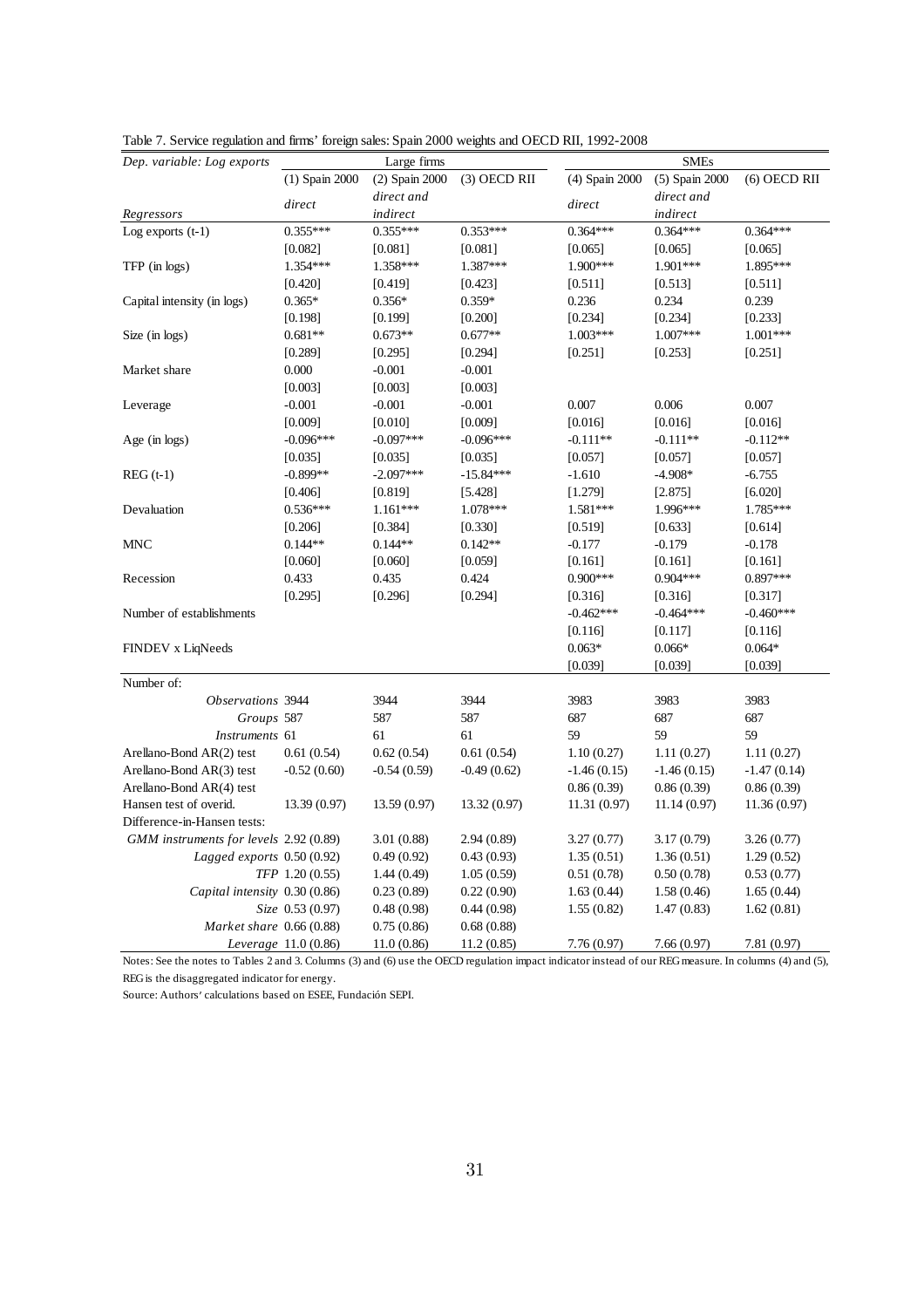Table 7. Service regulation and firms' foreign sales: Spain 2000 weights and OECD RII, 1992-2008

| *Dep. variable: Log exports* | Large firms | | | SMEs | | |
|---|---|---|---|---|---|---|
| | (1) Spain 2000 | (2) Spain 2000 | (3) OECD RII | (4) Spain 2000 | (5) Spain 2000 | (6) OECD RII |
| *Regressors* | *direct* | *direct and indirect* | | *direct* | *direct and indirect* | |
| Log exports (t-1) | 0.355*** | 0.355*** | 0.353*** | 0.364*** | 0.364*** | 0.364*** |
| | [0.082] | [0.081] | [0.081] | [0.065] | [0.065] | [0.065] |
| TFP (in logs) | 1.354*** | 1.358*** | 1.387*** | 1.900*** | 1.901*** | 1.895*** |
| | [0.420] | [0.419] | [0.423] | [0.511] | [0.513] | [0.511] |
| Capital intensity (in logs) | 0.365* | 0.356* | 0.359* | 0.236 | 0.234 | 0.239 |
| | [0.198] | [0.199] | [0.200] | [0.234] | [0.234] | [0.233] |
| Size (in logs) | 0.681** | 0.673** | 0.677** | 1.003*** | 1.007*** | 1.001*** |
| | [0.289] | [0.295] | [0.294] | [0.251] | [0.253] | [0.251] |
| Market share | 0.000 | -0.001 | -0.001 | | | |
| | [0.003] | [0.003] | [0.003] | | | |
| Leverage | -0.001 | -0.001 | -0.001 | 0.007 | 0.006 | 0.007 |
| | [0.009] | [0.010] | [0.009] | [0.016] | [0.016] | [0.016] |
| Age (in logs) | -0.096*** | -0.097*** | -0.096*** | -0.111** | -0.111** | -0.112** |
| | [0.035] | [0.035] | [0.035] | [0.057] | [0.057] | [0.057] |
| REG (t-1) | -0.899** | -2.097*** | -15.84*** | -1.610 | -4.908* | -6.755 |
| | [0.406] | [0.819] | [5.428] | [1.279] | [2.875] | [6.020] |
| Devaluation | 0.536*** | 1.161*** | 1.078*** | 1.581*** | 1.996*** | 1.785*** |
| | [0.206] | [0.384] | [0.330] | [0.519] | [0.633] | [0.614] |
| MNC | 0.144** | 0.144** | 0.142** | -0.177 | -0.179 | -0.178 |
| | [0.060] | [0.060] | [0.059] | [0.161] | [0.161] | [0.161] |
| Recession | 0.433 | 0.435 | 0.424 | 0.900*** | 0.904*** | 0.897*** |
| | [0.295] | [0.296] | [0.294] | [0.316] | [0.316] | [0.317] |
| Number of establishments | | | | -0.462*** | -0.464*** | -0.460*** |
| | | | | [0.116] | [0.117] | [0.116] |
| FINDEV x LiqNeeds | | | | 0.063* | 0.066* | 0.064* |
| | | | | [0.039] | [0.039] | [0.039] |
| Number of: | | | | | | |
| *Observations* | 3944 | 3944 | 3944 | 3983 | 3983 | 3983 |
| *Groups* | 587 | 587 | 587 | 687 | 687 | 687 |
| *Instruments* | 61 | 61 | 61 | 59 | 59 | 59 |
| Arellano-Bond AR(2) test | 0.61 (0.54) | 0.62 (0.54) | 0.61 (0.54) | 1.10 (0.27) | 1.11 (0.27) | 1.11 (0.27) |
| Arellano-Bond AR(3) test | -0.52 (0.60) | -0.54 (0.59) | -0.49 (0.62) | -1.46 (0.15) | -1.46 (0.15) | -1.47 (0.14) |
| Arellano-Bond AR(4) test | | | | 0.86 (0.39) | 0.86 (0.39) | 0.86 (0.39) |
| Hansen test of overid. | 13.39 (0.97) | 13.59 (0.97) | 13.32 (0.97) | 11.31 (0.97) | 11.14 (0.97) | 11.36 (0.97) |
| Difference-in-Hansen tests: | | | | | | |
| *GMM instruments for levels* | 2.92 (0.89) | 3.01 (0.88) | 2.94 (0.89) | 3.27 (0.77) | 3.17 (0.79) | 3.26 (0.77) |
| *Lagged exports* | 0.50 (0.92) | 0.49 (0.92) | 0.43 (0.93) | 1.35 (0.51) | 1.36 (0.51) | 1.29 (0.52) |
| *TFP* | 1.20 (0.55) | 1.44 (0.49) | 1.05 (0.59) | 0.51 (0.78) | 0.50 (0.78) | 0.53 (0.77) |
| *Capital intensity* | 0.30 (0.86) | 0.23 (0.89) | 0.22 (0.90) | 1.63 (0.44) | 1.58 (0.46) | 1.65 (0.44) |
| *Size* | 0.53 (0.97) | 0.48 (0.98) | 0.44 (0.98) | 1.55 (0.82) | 1.47 (0.83) | 1.62 (0.81) |
| *Market share* | 0.66 (0.88) | 0.75 (0.86) | 0.68 (0.88) | | | |
| *Leverage* | 11.0 (0.86) | 11.0 (0.86) | 11.2 (0.85) | 7.76 (0.97) | 7.66 (0.97) | 7.81 (0.97) |

Notes: See the notes to Tables 2 and 3. Columns (3) and (6) use the OECD regulation impact indicator instead of our REG measure. In columns (4) and (5), REG is the disaggregated indicator for energy.

Source: Authors' calculations based on ESEE, Fundación SEPI.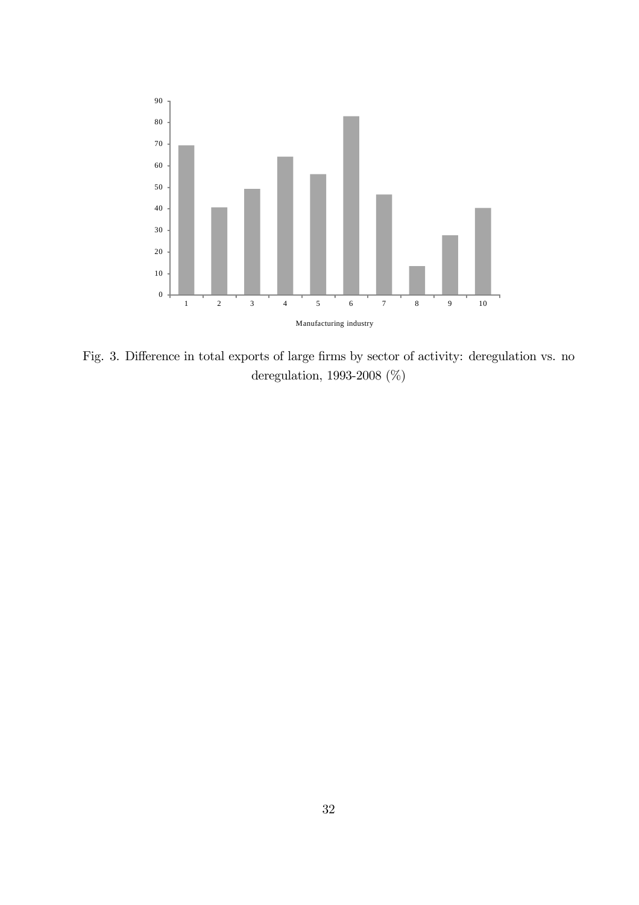Fig. 3. Difference in total exports of large firms by sector of activity: deregulation vs. no deregulation, 1993-2008 (%)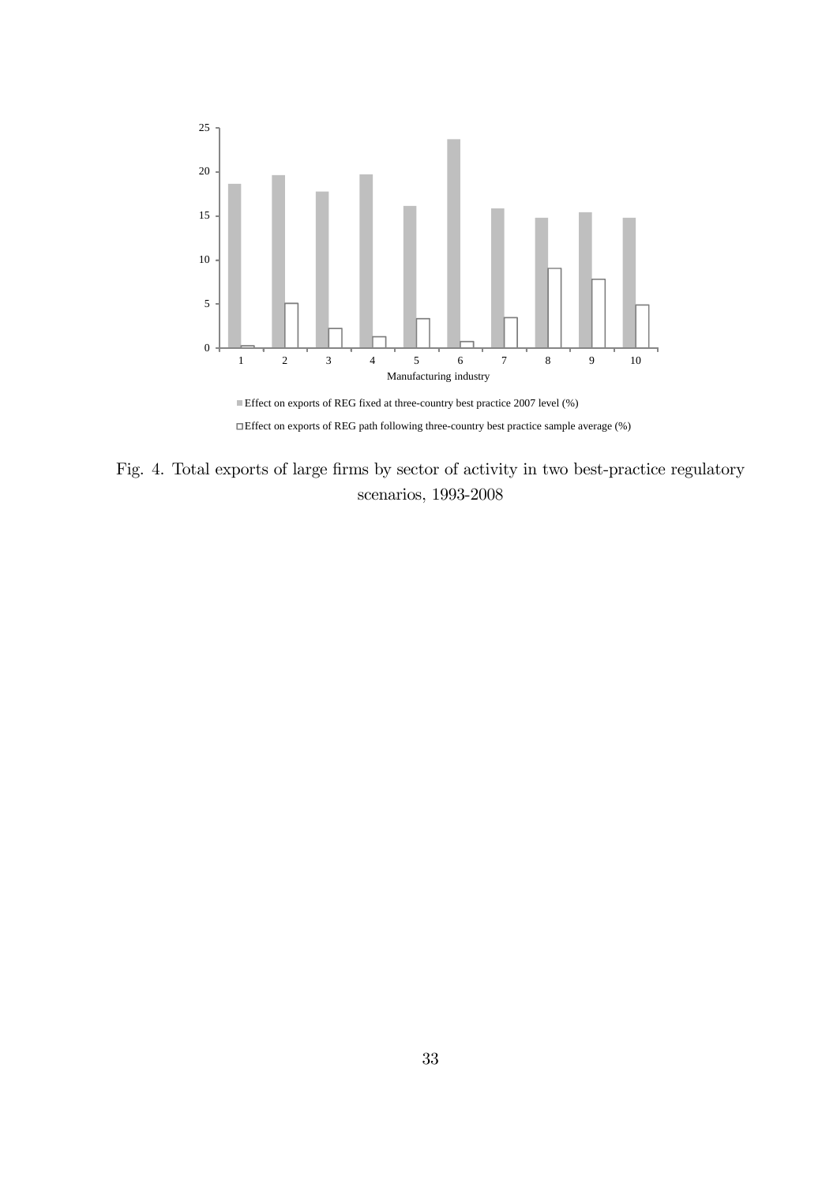Fig. 4. Total exports of large firms by sector of activity in two best-practice regulatory scenarios, 1993-2008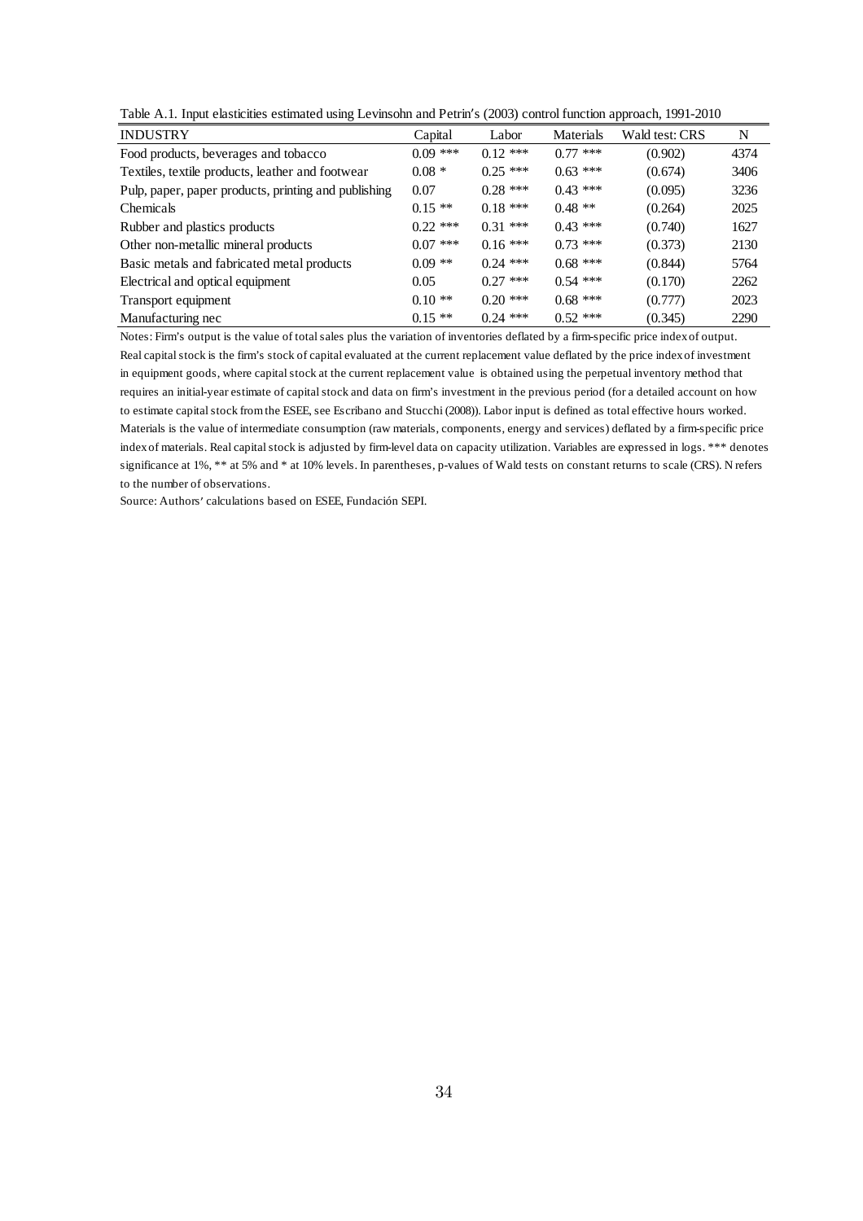Table A.1. Input elasticities estimated using Levinsohn and Petrin's (2003) control function approach, 1991-2010

| INDUSTRY | Capital | Labor | Materials | Wald test: CRS | N |
|---|---|---|---|---|---|
| Food products, beverages and tobacco | 0.09 *** | 0.12 *** | 0.77 *** | (0.902) | 4374 |
| Textiles, textile products, leather and footwear | 0.08 * | 0.25 *** | 0.63 *** | (0.674) | 3406 |
| Pulp, paper, paper products, printing and publishing | 0.07 | 0.28 *** | 0.43 *** | (0.095) | 3236 |
| Chemicals | 0.15 ** | 0.18 *** | 0.48 ** | (0.264) | 2025 |
| Rubber and plastics products | 0.22 *** | 0.31 *** | 0.43 *** | (0.740) | 1627 |
| Other non-metallic mineral products | 0.07 *** | 0.16 *** | 0.73 *** | (0.373) | 2130 |
| Basic metals and fabricated metal products | 0.09 ** | 0.24 *** | 0.68 *** | (0.844) | 5764 |
| Electrical and optical equipment | 0.05 | 0.27 *** | 0.54 *** | (0.170) | 2262 |
| Transport equipment | 0.10 ** | 0.20 *** | 0.68 *** | (0.777) | 2023 |
| Manufacturing nec | 0.15 ** | 0.24 *** | 0.52 *** | (0.345) | 2290 |

Notes: Firm's output is the value of total sales plus the variation of inventories deflated by a firm-specific price index of output. Real capital stock is the firm's stock of capital evaluated at the current replacement value deflated by the price index of investment in equipment goods, where capital stock at the current replacement value is obtained using the perpetual inventory method that requires an initial-year estimate of capital stock and data on firm's investment in the previous period (for a detailed account on how to estimate capital stock from the ESEE, see Escribano and Stucchi (2008)). Labor input is defined as total effective hours worked. Materials is the value of intermediate consumption (raw materials, components, energy and services) deflated by a firm-specific price index of materials. Real capital stock is adjusted by firm-level data on capacity utilization. Variables are expressed in logs. *** denotes significance at 1%, ** at 5% and * at 10% levels. In parentheses, p-values of Wald tests on constant returns to scale (CRS). N refers to the number of observations.

Source: Authors' calculations based on ESEE, Fundación SEPI.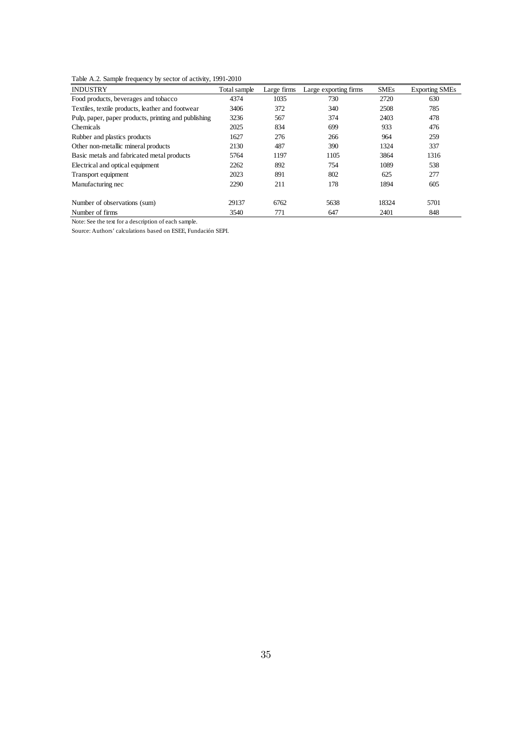Table A.2. Sample frequency by sector of activity, 1991-2010

| INDUSTRY | Total sample | Large firms | Large exporting firms | SMEs | Exporting SMEs |
|---|---|---|---|---|---|
| Food products, beverages and tobacco | 4374 | 1035 | 730 | 2720 | 630 |
| Textiles, textile products, leather and footwear | 3406 | 372 | 340 | 2508 | 785 |
| Pulp, paper, paper products, printing and publishing | 3236 | 567 | 374 | 2403 | 478 |
| Chemicals | 2025 | 834 | 699 | 933 | 476 |
| Rubber and plastics products | 1627 | 276 | 266 | 964 | 259 |
| Other non-metallic mineral products | 2130 | 487 | 390 | 1324 | 337 |
| Basic metals and fabricated metal products | 5764 | 1197 | 1105 | 3864 | 1316 |
| Electrical and optical equipment | 2262 | 892 | 754 | 1089 | 538 |
| Transport equipment | 2023 | 891 | 802 | 625 | 277 |
| Manufacturing nec | 2290 | 211 | 178 | 1894 | 605 |
| Number of observations (sum) | 29137 | 6762 | 5638 | 18324 | 5701 |
| Number of firms | 3540 | 771 | 647 | 2401 | 848 |

Note: See the text for a description of each sample.

Source: Authors' calculations based on ESEE, Fundación SEPI.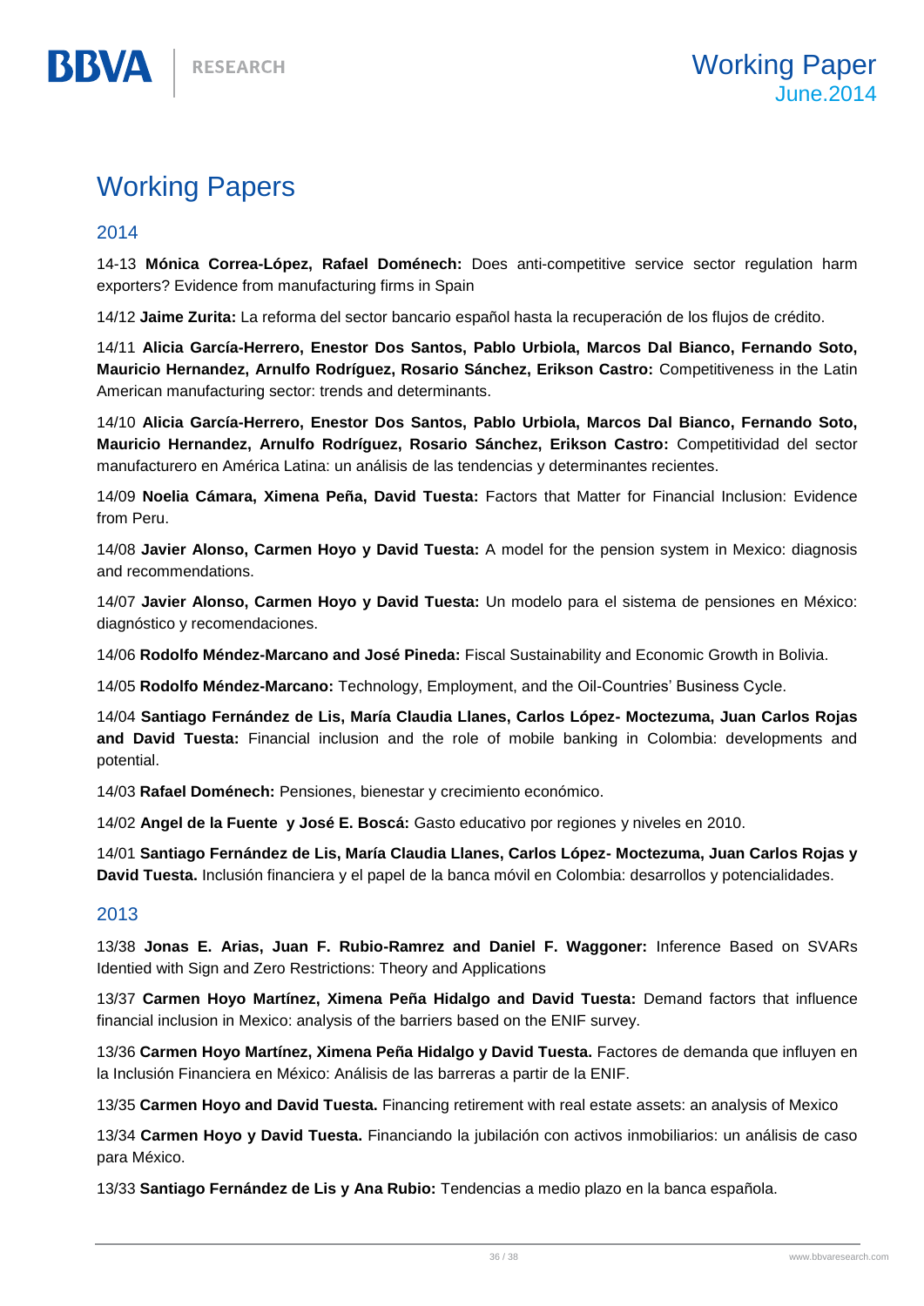# Working Papers

## 2014

14-13 **Mónica Correa-López, Rafael Doménech:** Does anti-competitive service sector regulation harm exporters? Evidence from manufacturing firms in Spain

14/12 **Jaime Zurita:** La reforma del sector bancario español hasta la recuperación de los flujos de crédito.

14/11 **Alicia García-Herrero, Enestor Dos Santos, Pablo Urbiola, Marcos Dal Bianco, Fernando Soto, Mauricio Hernandez, Arnulfo Rodríguez, Rosario Sánchez, Erikson Castro:** Competitiveness in the Latin American manufacturing sector: trends and determinants.

14/10 **Alicia García-Herrero, Enestor Dos Santos, Pablo Urbiola, Marcos Dal Bianco, Fernando Soto, Mauricio Hernandez, Arnulfo Rodríguez, Rosario Sánchez, Erikson Castro:** Competitividad del sector manufacturero en América Latina: un análisis de las tendencias y determinantes recientes.

14/09 **Noelia Cámara, Ximena Peña, David Tuesta:** Factors that Matter for Financial Inclusion: Evidence from Peru.

14/08 **Javier Alonso, Carmen Hoyo y David Tuesta:** A model for the pension system in Mexico: diagnosis and recommendations.

14/07 **Javier Alonso, Carmen Hoyo y David Tuesta:** Un modelo para el sistema de pensiones en México: diagnóstico y recomendaciones.

14/06 **Rodolfo Méndez-Marcano and José Pineda:** Fiscal Sustainability and Economic Growth in Bolivia.

14/05 **Rodolfo Méndez-Marcano:** Technology, Employment, and the Oil-Countries' Business Cycle.

14/04 **Santiago Fernández de Lis, María Claudia Llanes, Carlos López- Moctezuma, Juan Carlos Rojas and David Tuesta:** Financial inclusion and the role of mobile banking in Colombia: developments and potential.

14/03 **Rafael Doménech:** Pensiones, bienestar y crecimiento económico.

14/02 **Angel de la Fuente y José E. Boscá:** Gasto educativo por regiones y niveles en 2010.

14/01 **Santiago Fernández de Lis, María Claudia Llanes, Carlos López- Moctezuma, Juan Carlos Rojas y David Tuesta.** Inclusión financiera y el papel de la banca móvil en Colombia: desarrollos y potencialidades.

## 2013

13/38 **Jonas E. Arias, Juan F. Rubio-Ramrez and Daniel F. Waggoner:** Inference Based on SVARs Identied with Sign and Zero Restrictions: Theory and Applications

13/37 **Carmen Hoyo Martínez, Ximena Peña Hidalgo and David Tuesta:** Demand factors that influence financial inclusion in Mexico: analysis of the barriers based on the ENIF survey.

13/36 **Carmen Hoyo Martínez, Ximena Peña Hidalgo y David Tuesta.** Factores de demanda que influyen en la Inclusión Financiera en México: Análisis de las barreras a partir de la ENIF.

13/35 **Carmen Hoyo and David Tuesta.** Financing retirement with real estate assets: an analysis of Mexico

13/34 **Carmen Hoyo y David Tuesta.** Financiando la jubilación con activos inmobiliarios: un análisis de caso para México.

13/33 **Santiago Fernández de Lis y Ana Rubio:** Tendencias a medio plazo en la banca española.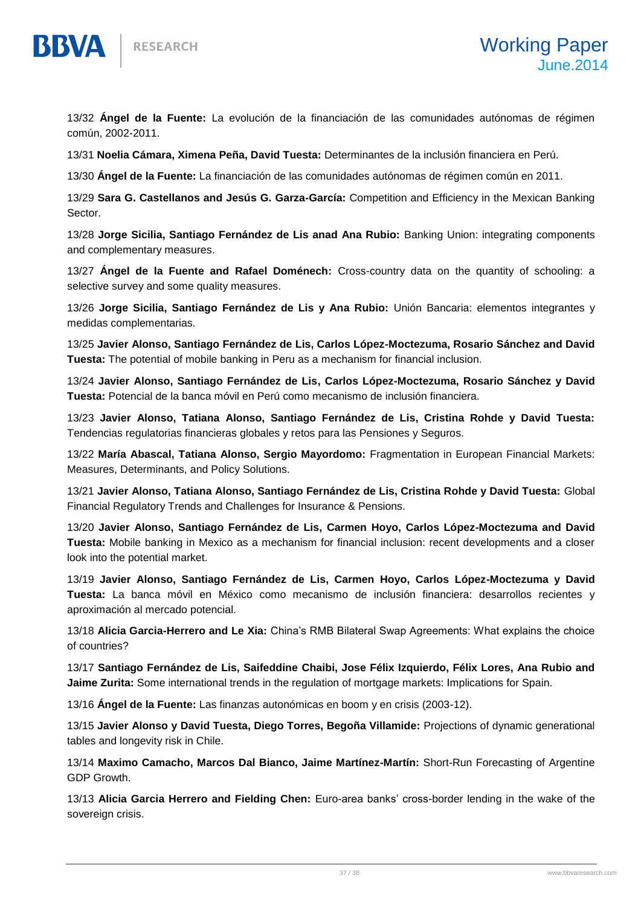13/32 **Ángel de la Fuente:** La evolución de la financiación de las comunidades autónomas de régimen común, 2002-2011.

13/31 **Noelia Cámara, Ximena Peña, David Tuesta:** Determinantes de la inclusión financiera en Perú.

13/30 **Ángel de la Fuente:** La financiación de las comunidades autónomas de régimen común en 2011.

13/29 **Sara G. Castellanos and Jesús G. Garza-García:** Competition and Efficiency in the Mexican Banking Sector.

13/28 **Jorge Sicilia, Santiago Fernández de Lis anad Ana Rubio:** Banking Union: integrating components and complementary measures.

13/27 **Ángel de la Fuente and Rafael Doménech:** Cross-country data on the quantity of schooling: a selective survey and some quality measures.

13/26 **Jorge Sicilia, Santiago Fernández de Lis y Ana Rubio:** Unión Bancaria: elementos integrantes y medidas complementarias.

13/25 **Javier Alonso, Santiago Fernández de Lis, Carlos López-Moctezuma, Rosario Sánchez and David Tuesta:** The potential of mobile banking in Peru as a mechanism for financial inclusion.

13/24 **Javier Alonso, Santiago Fernández de Lis, Carlos López-Moctezuma, Rosario Sánchez y David Tuesta:** Potencial de la banca móvil en Perú como mecanismo de inclusión financiera.

13/23 **Javier Alonso, Tatiana Alonso, Santiago Fernández de Lis, Cristina Rohde y David Tuesta:** Tendencias regulatorias financieras globales y retos para las Pensiones y Seguros.

13/22 **María Abascal, Tatiana Alonso, Sergio Mayordomo:** Fragmentation in European Financial Markets: Measures, Determinants, and Policy Solutions.

13/21 **Javier Alonso, Tatiana Alonso, Santiago Fernández de Lis, Cristina Rohde y David Tuesta:** Global Financial Regulatory Trends and Challenges for Insurance & Pensions.

13/20 **Javier Alonso, Santiago Fernández de Lis, Carmen Hoyo, Carlos López-Moctezuma and David Tuesta:** Mobile banking in Mexico as a mechanism for financial inclusion: recent developments and a closer look into the potential market.

13/19 **Javier Alonso, Santiago Fernández de Lis, Carmen Hoyo, Carlos López-Moctezuma y David Tuesta:** La banca móvil en México como mecanismo de inclusión financiera: desarrollos recientes y aproximación al mercado potencial.

13/18 **Alicia Garcia-Herrero and Le Xia:** China's RMB Bilateral Swap Agreements: What explains the choice of countries?

13/17 **Santiago Fernández de Lis, Saifeddine Chaibi, Jose Félix Izquierdo, Félix Lores, Ana Rubio and Jaime Zurita:** Some international trends in the regulation of mortgage markets: Implications for Spain.

13/16 **Ángel de la Fuente:** Las finanzas autonómicas en boom y en crisis (2003-12).

13/15 **Javier Alonso y David Tuesta, Diego Torres, Begoña Villamide:** Projections of dynamic generational tables and longevity risk in Chile.

13/14 **Maximo Camacho, Marcos Dal Bianco, Jaime Martínez-Martín:** Short-Run Forecasting of Argentine GDP Growth.

13/13 **Alicia Garcia Herrero and Fielding Chen:** Euro-area banks' cross-border lending in the wake of the sovereign crisis.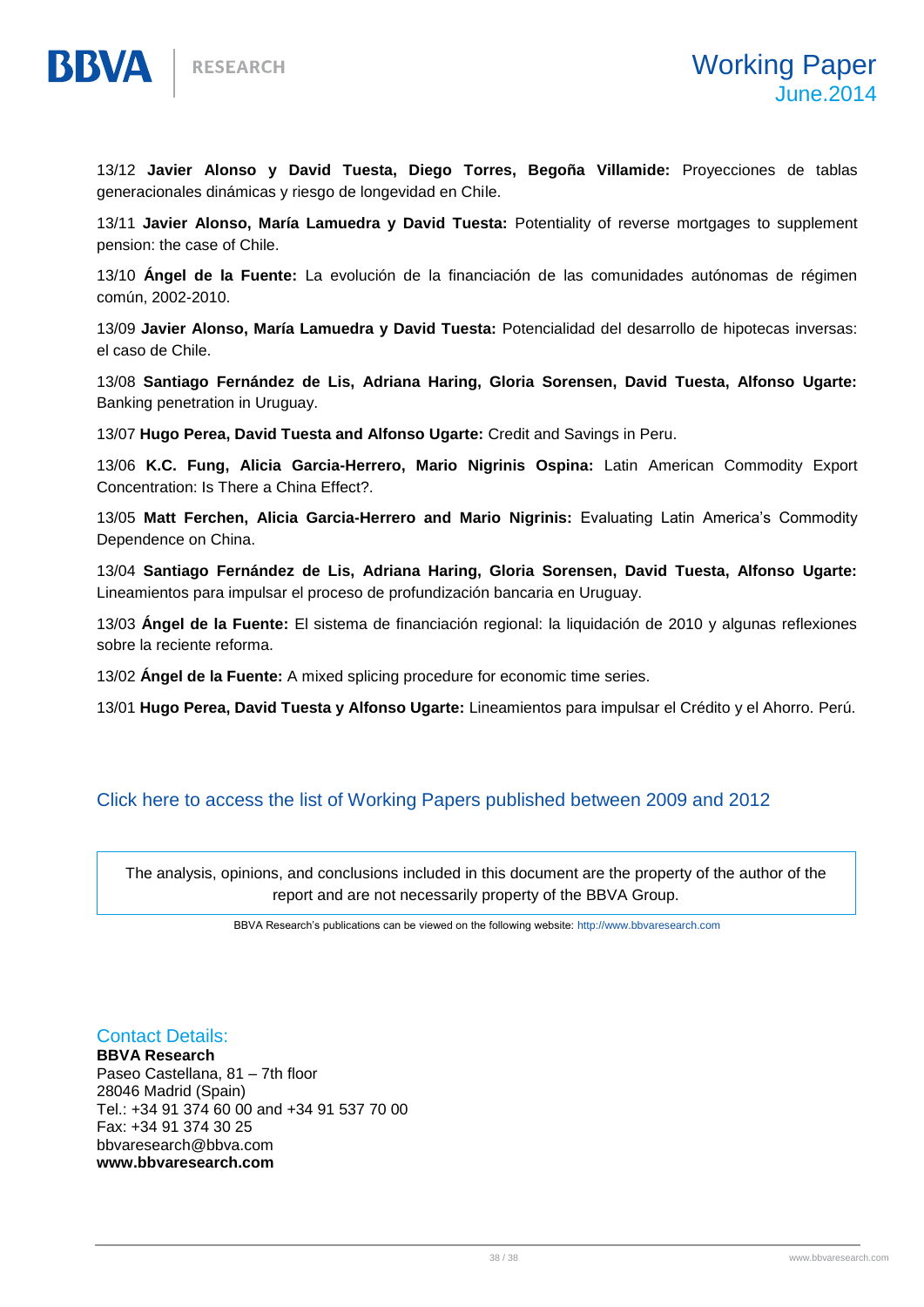13/12 **Javier Alonso y David Tuesta, Diego Torres, Begoña Villamide:** Proyecciones de tablas generacionales dinámicas y riesgo de longevidad en Chile.

13/11 **Javier Alonso, María Lamuedra y David Tuesta:** Potentiality of reverse mortgages to supplement pension: the case of Chile.

13/10 **Ángel de la Fuente:** La evolución de la financiación de las comunidades autónomas de régimen común, 2002-2010.

13/09 **Javier Alonso, María Lamuedra y David Tuesta:** Potencialidad del desarrollo de hipotecas inversas: el caso de Chile.

13/08 **Santiago Fernández de Lis, Adriana Haring, Gloria Sorensen, David Tuesta, Alfonso Ugarte:** Banking penetration in Uruguay.

13/07 **Hugo Perea, David Tuesta and Alfonso Ugarte:** Credit and Savings in Peru.

13/06 **K.C. Fung, Alicia Garcia-Herrero, Mario Nigrinis Ospina:** Latin American Commodity Export Concentration: Is There a China Effect?.

13/05 **Matt Ferchen, Alicia Garcia-Herrero and Mario Nigrinis:** Evaluating Latin America's Commodity Dependence on China.

13/04 **Santiago Fernández de Lis, Adriana Haring, Gloria Sorensen, David Tuesta, Alfonso Ugarte:** Lineamientos para impulsar el proceso de profundización bancaria en Uruguay.

13/03 **Ángel de la Fuente:** El sistema de financiación regional: la liquidación de 2010 y algunas reflexiones sobre la reciente reforma.

13/02 **Ángel de la Fuente:** A mixed splicing procedure for economic time series.

13/01 **Hugo Perea, David Tuesta y Alfonso Ugarte:** Lineamientos para impulsar el Crédito y el Ahorro. Perú.

Click here to access the list of Working Papers published between 2009 and 2012

The analysis, opinions, and conclusions included in this document are the property of the author of the report and are not necessarily property of the BBVA Group.

BBVA Research's publications can be viewed on the following website: http://www.bbvaresearch.com

## Contact Details:

**BBVA Research**
Paseo Castellana, 81 – 7th floor
28046 Madrid (Spain)
Tel.: +34 91 374 60 00 and +34 91 537 70 00
Fax: +34 91 374 30 25
bbvaresearch@bbva.com
**www.bbvaresearch.com**